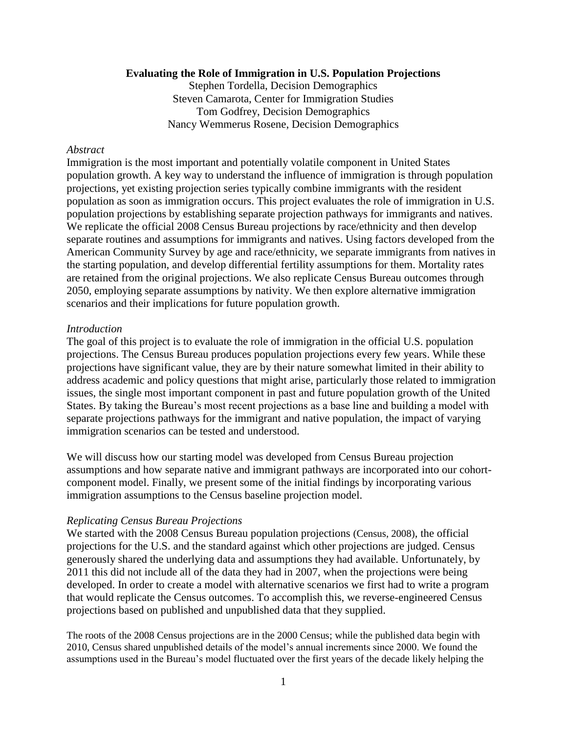**Evaluating the Role of Immigration in U.S. Population Projections**

Stephen Tordella, Decision Demographics
Steven Camarota, Center for Immigration Studies
Tom Godfrey, Decision Demographics
Nancy Wemmerus Rosene, Decision Demographics

*Abstract*

Immigration is the most important and potentially volatile component in United States population growth. A key way to understand the influence of immigration is through population projections, yet existing projection series typically combine immigrants with the resident population as soon as immigration occurs. This project evaluates the role of immigration in U.S. population projections by establishing separate projection pathways for immigrants and natives. We replicate the official 2008 Census Bureau projections by race/ethnicity and then develop separate routines and assumptions for immigrants and natives. Using factors developed from the American Community Survey by age and race/ethnicity, we separate immigrants from natives in the starting population, and develop differential fertility assumptions for them. Mortality rates are retained from the original projections. We also replicate Census Bureau outcomes through 2050, employing separate assumptions by nativity. We then explore alternative immigration scenarios and their implications for future population growth.

*Introduction*

The goal of this project is to evaluate the role of immigration in the official U.S. population projections. The Census Bureau produces population projections every few years. While these projections have significant value, they are by their nature somewhat limited in their ability to address academic and policy questions that might arise, particularly those related to immigration issues, the single most important component in past and future population growth of the United States. By taking the Bureau's most recent projections as a base line and building a model with separate projections pathways for the immigrant and native population, the impact of varying immigration scenarios can be tested and understood.

We will discuss how our starting model was developed from Census Bureau projection assumptions and how separate native and immigrant pathways are incorporated into our cohort-component model. Finally, we present some of the initial findings by incorporating various immigration assumptions to the Census baseline projection model.

*Replicating Census Bureau Projections*

We started with the 2008 Census Bureau population projections (Census, 2008), the official projections for the U.S. and the standard against which other projections are judged. Census generously shared the underlying data and assumptions they had available. Unfortunately, by 2011 this did not include all of the data they had in 2007, when the projections were being developed. In order to create a model with alternative scenarios we first had to write a program that would replicate the Census outcomes. To accomplish this, we reverse-engineered Census projections based on published and unpublished data that they supplied.

The roots of the 2008 Census projections are in the 2000 Census; while the published data begin with 2010, Census shared unpublished details of the model's annual increments since 2000. We found the assumptions used in the Bureau's model fluctuated over the first years of the decade likely helping the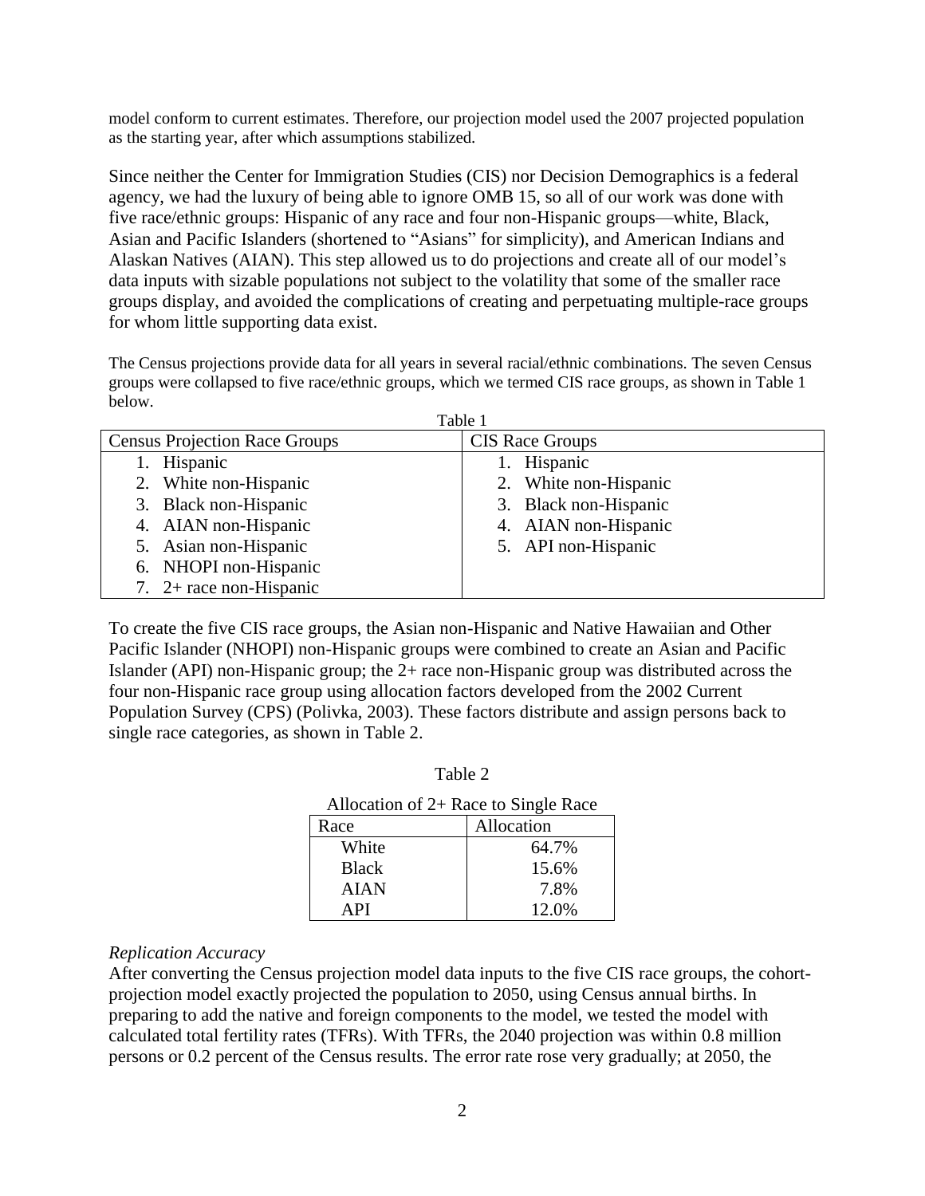model conform to current estimates. Therefore, our projection model used the 2007 projected population as the starting year, after which assumptions stabilized.

Since neither the Center for Immigration Studies (CIS) nor Decision Demographics is a federal agency, we had the luxury of being able to ignore OMB 15, so all of our work was done with five race/ethnic groups: Hispanic of any race and four non-Hispanic groups—white, Black, Asian and Pacific Islanders (shortened to "Asians" for simplicity), and American Indians and Alaskan Natives (AIAN). This step allowed us to do projections and create all of our model's data inputs with sizable populations not subject to the volatility that some of the smaller race groups display, and avoided the complications of creating and perpetuating multiple-race groups for whom little supporting data exist.

The Census projections provide data for all years in several racial/ethnic combinations. The seven Census groups were collapsed to five race/ethnic groups, which we termed CIS race groups, as shown in Table 1 below.

Table 1

| Census Projection Race Groups | CIS Race Groups |
|---|---|
| 1. Hispanic | 1. Hispanic |
| 2. White non-Hispanic | 2. White non-Hispanic |
| 3. Black non-Hispanic | 3. Black non-Hispanic |
| 4. AIAN non-Hispanic | 4. AIAN non-Hispanic |
| 5. Asian non-Hispanic | 5. API non-Hispanic |
| 6. NHOPI non-Hispanic | |
| 7. 2+ race non-Hispanic | |

To create the five CIS race groups, the Asian non-Hispanic and Native Hawaiian and Other Pacific Islander (NHOPI) non-Hispanic groups were combined to create an Asian and Pacific Islander (API) non-Hispanic group; the 2+ race non-Hispanic group was distributed across the four non-Hispanic race group using allocation factors developed from the 2002 Current Population Survey (CPS) (Polivka, 2003). These factors distribute and assign persons back to single race categories, as shown in Table 2.

Table 2

Allocation of 2+ Race to Single Race

| Race | Allocation |
|---|---|
| White | 64.7% |
| Black | 15.6% |
| AIAN | 7.8% |
| API | 12.0% |

*Replication Accuracy*

After converting the Census projection model data inputs to the five CIS race groups, the cohort-projection model exactly projected the population to 2050, using Census annual births. In preparing to add the native and foreign components to the model, we tested the model with calculated total fertility rates (TFRs). With TFRs, the 2040 projection was within 0.8 million persons or 0.2 percent of the Census results. The error rate rose very gradually; at 2050, the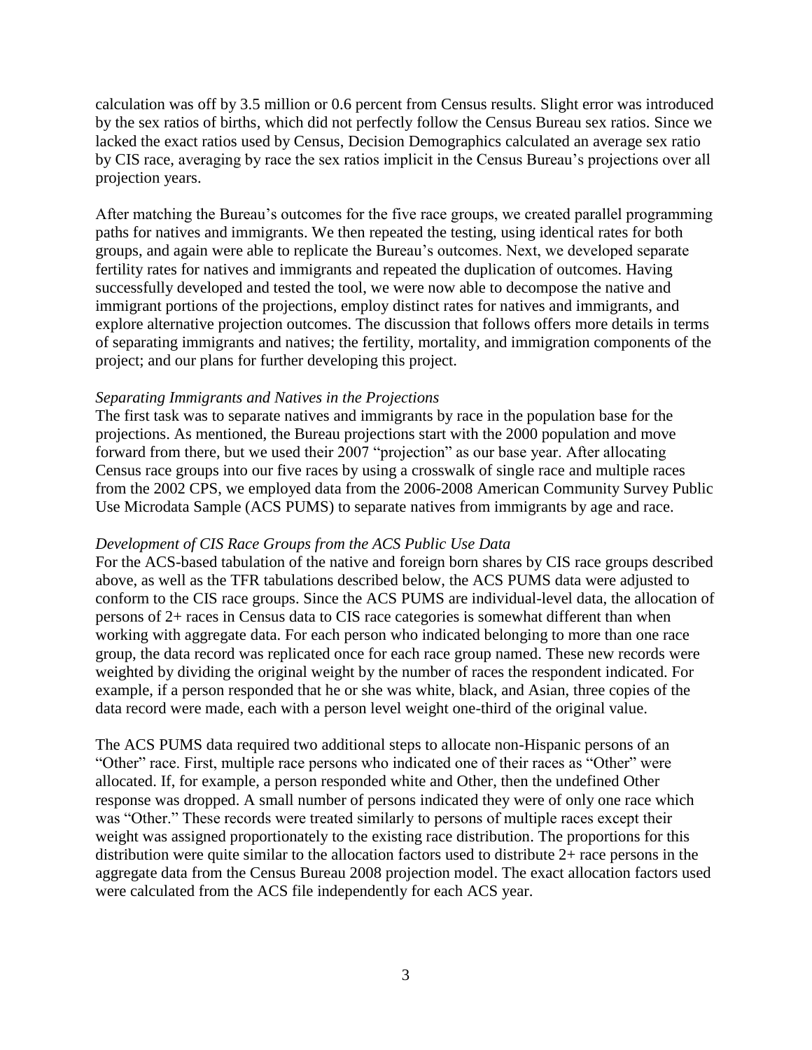calculation was off by 3.5 million or 0.6 percent from Census results. Slight error was introduced by the sex ratios of births, which did not perfectly follow the Census Bureau sex ratios. Since we lacked the exact ratios used by Census, Decision Demographics calculated an average sex ratio by CIS race, averaging by race the sex ratios implicit in the Census Bureau's projections over all projection years.

After matching the Bureau's outcomes for the five race groups, we created parallel programming paths for natives and immigrants. We then repeated the testing, using identical rates for both groups, and again were able to replicate the Bureau's outcomes. Next, we developed separate fertility rates for natives and immigrants and repeated the duplication of outcomes. Having successfully developed and tested the tool, we were now able to decompose the native and immigrant portions of the projections, employ distinct rates for natives and immigrants, and explore alternative projection outcomes. The discussion that follows offers more details in terms of separating immigrants and natives; the fertility, mortality, and immigration components of the project; and our plans for further developing this project.

*Separating Immigrants and Natives in the Projections*

The first task was to separate natives and immigrants by race in the population base for the projections. As mentioned, the Bureau projections start with the 2000 population and move forward from there, but we used their 2007 "projection" as our base year. After allocating Census race groups into our five races by using a crosswalk of single race and multiple races from the 2002 CPS, we employed data from the 2006-2008 American Community Survey Public Use Microdata Sample (ACS PUMS) to separate natives from immigrants by age and race.

*Development of CIS Race Groups from the ACS Public Use Data*

For the ACS-based tabulation of the native and foreign born shares by CIS race groups described above, as well as the TFR tabulations described below, the ACS PUMS data were adjusted to conform to the CIS race groups. Since the ACS PUMS are individual-level data, the allocation of persons of 2+ races in Census data to CIS race categories is somewhat different than when working with aggregate data. For each person who indicated belonging to more than one race group, the data record was replicated once for each race group named. These new records were weighted by dividing the original weight by the number of races the respondent indicated. For example, if a person responded that he or she was white, black, and Asian, three copies of the data record were made, each with a person level weight one-third of the original value.

The ACS PUMS data required two additional steps to allocate non-Hispanic persons of an "Other" race. First, multiple race persons who indicated one of their races as "Other" were allocated. If, for example, a person responded white and Other, then the undefined Other response was dropped. A small number of persons indicated they were of only one race which was "Other." These records were treated similarly to persons of multiple races except their weight was assigned proportionately to the existing race distribution. The proportions for this distribution were quite similar to the allocation factors used to distribute 2+ race persons in the aggregate data from the Census Bureau 2008 projection model. The exact allocation factors used were calculated from the ACS file independently for each ACS year.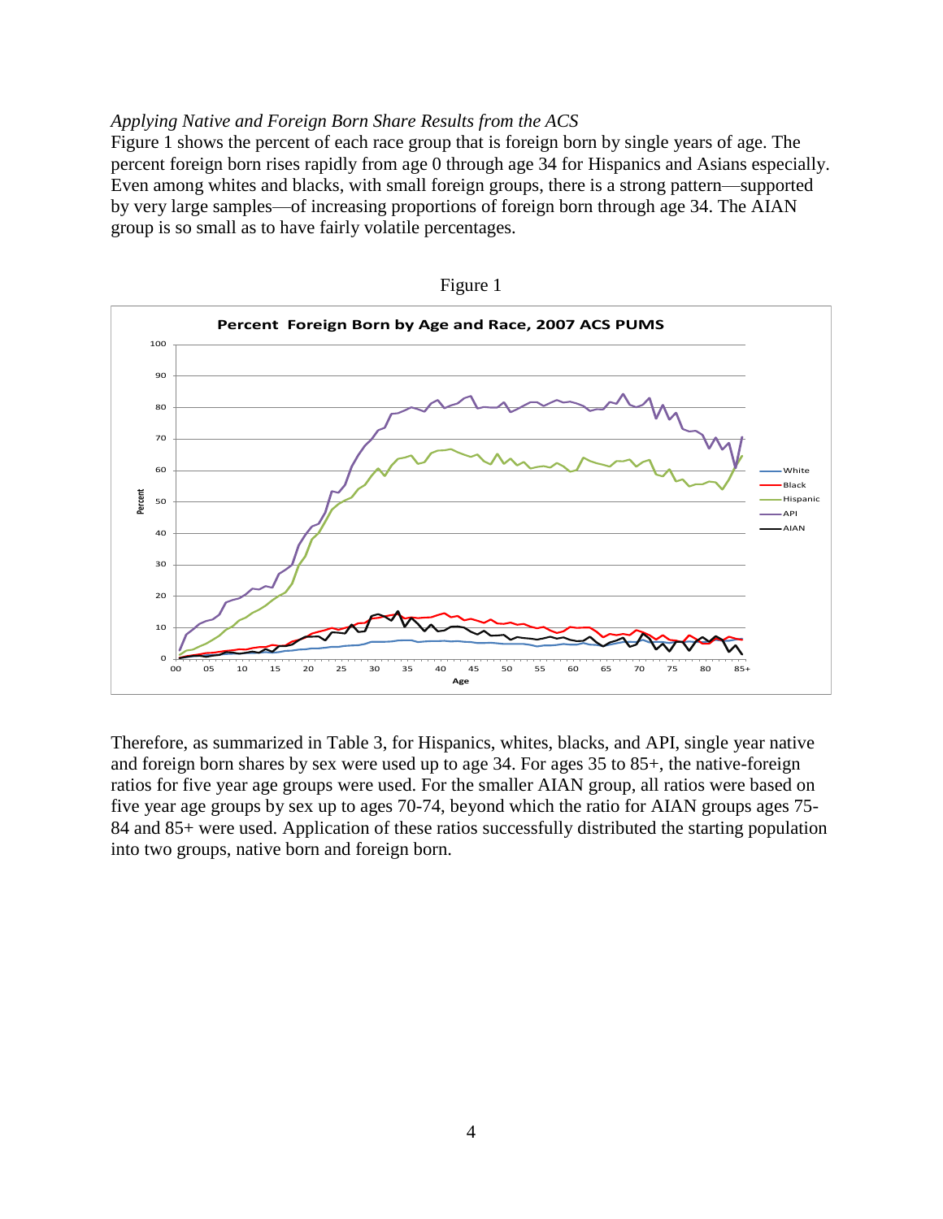*Applying Native and Foreign Born Share Results from the ACS*

Figure 1 shows the percent of each race group that is foreign born by single years of age. The percent foreign born rises rapidly from age 0 through age 34 for Hispanics and Asians especially. Even among whites and blacks, with small foreign groups, there is a strong pattern—supported by very large samples—of increasing proportions of foreign born through age 34. The AIAN group is so small as to have fairly volatile percentages.

Figure 1

**Percent Foreign Born by Age and Race, 2007 ACS PUMS**

Therefore, as summarized in Table 3, for Hispanics, whites, blacks, and API, single year native and foreign born shares by sex were used up to age 34. For ages 35 to 85+, the native-foreign ratios for five year age groups were used. For the smaller AIAN group, all ratios were based on five year age groups by sex up to ages 70-74, beyond which the ratio for AIAN groups ages 75-84 and 85+ were used. Application of these ratios successfully distributed the starting population into two groups, native born and foreign born.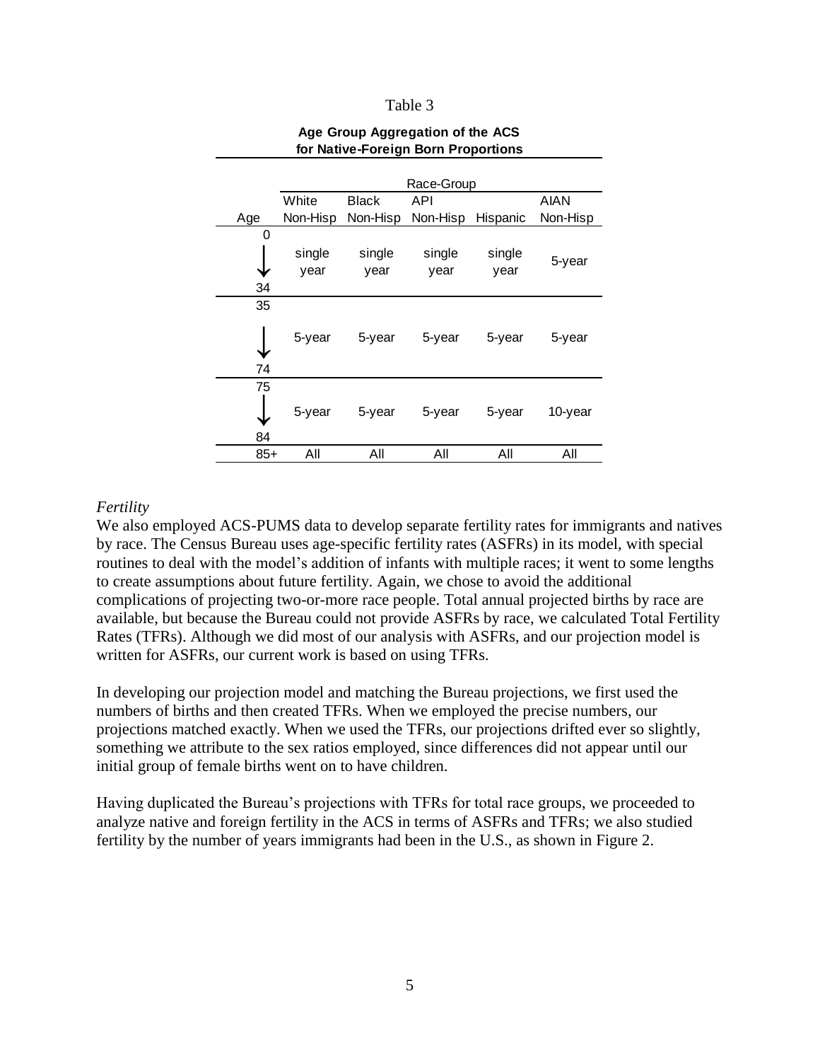Table 3

**Age Group Aggregation of the ACS for Native-Foreign Born Proportions**

| Age | Race-Group | | | | |
|---|---|---|---|---|---|
| | White Non-Hisp | Black Non-Hisp | API Non-Hisp | Hispanic | AIAN Non-Hisp |
| 0 → 34 | single year | single year | single year | single year | 5-year |
| 35 → 74 | 5-year | 5-year | 5-year | 5-year | 5-year |
| 75 → 84 | 5-year | 5-year | 5-year | 5-year | 10-year |
| 85+ | All | All | All | All | All |

*Fertility*

We also employed ACS-PUMS data to develop separate fertility rates for immigrants and natives by race. The Census Bureau uses age-specific fertility rates (ASFRs) in its model, with special routines to deal with the model's addition of infants with multiple races; it went to some lengths to create assumptions about future fertility. Again, we chose to avoid the additional complications of projecting two-or-more race people. Total annual projected births by race are available, but because the Bureau could not provide ASFRs by race, we calculated Total Fertility Rates (TFRs). Although we did most of our analysis with ASFRs, and our projection model is written for ASFRs, our current work is based on using TFRs.

In developing our projection model and matching the Bureau projections, we first used the numbers of births and then created TFRs. When we employed the precise numbers, our projections matched exactly. When we used the TFRs, our projections drifted ever so slightly, something we attribute to the sex ratios employed, since differences did not appear until our initial group of female births went on to have children.

Having duplicated the Bureau's projections with TFRs for total race groups, we proceeded to analyze native and foreign fertility in the ACS in terms of ASFRs and TFRs; we also studied fertility by the number of years immigrants had been in the U.S., as shown in Figure 2.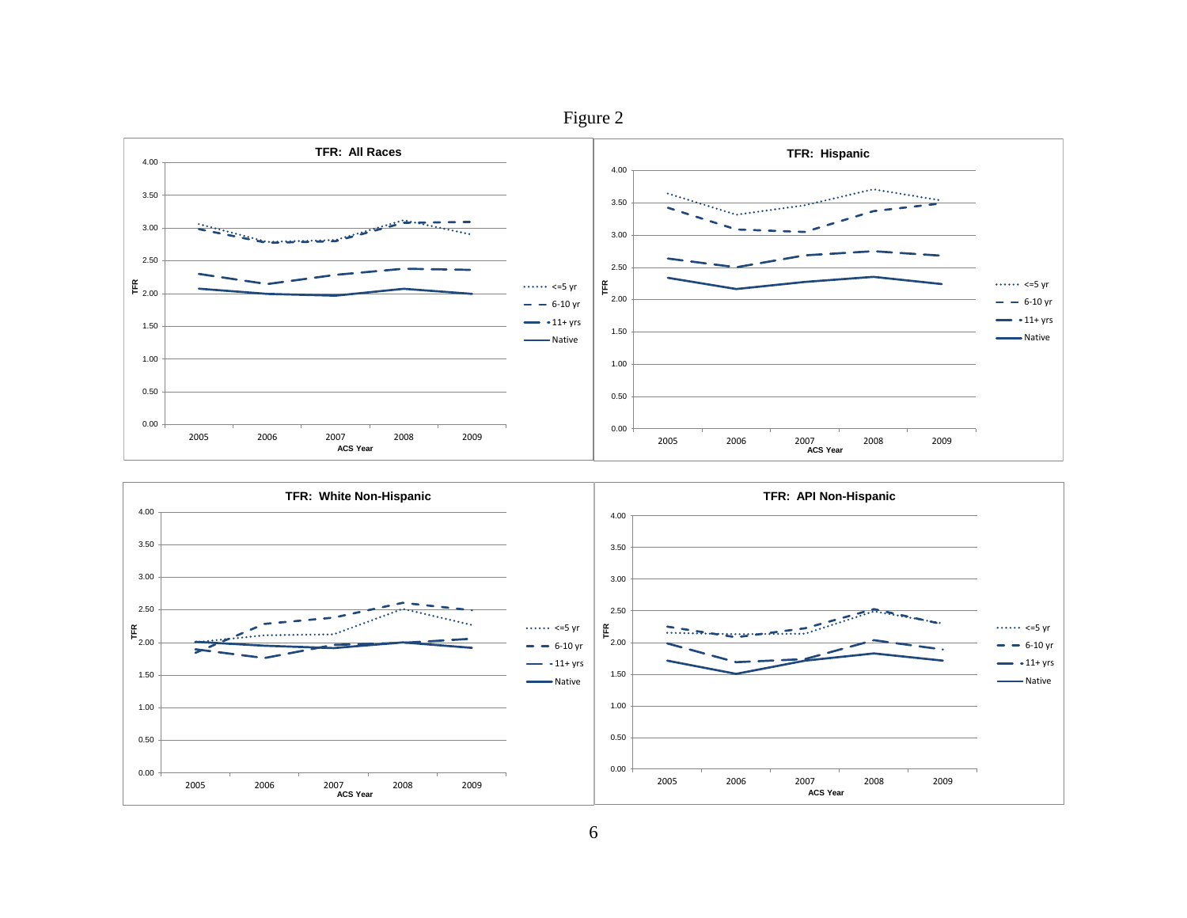Figure 2

**TFR: All Races**

**TFR: Hispanic**

**TFR: White Non-Hispanic**

**TFR: API Non-Hispanic**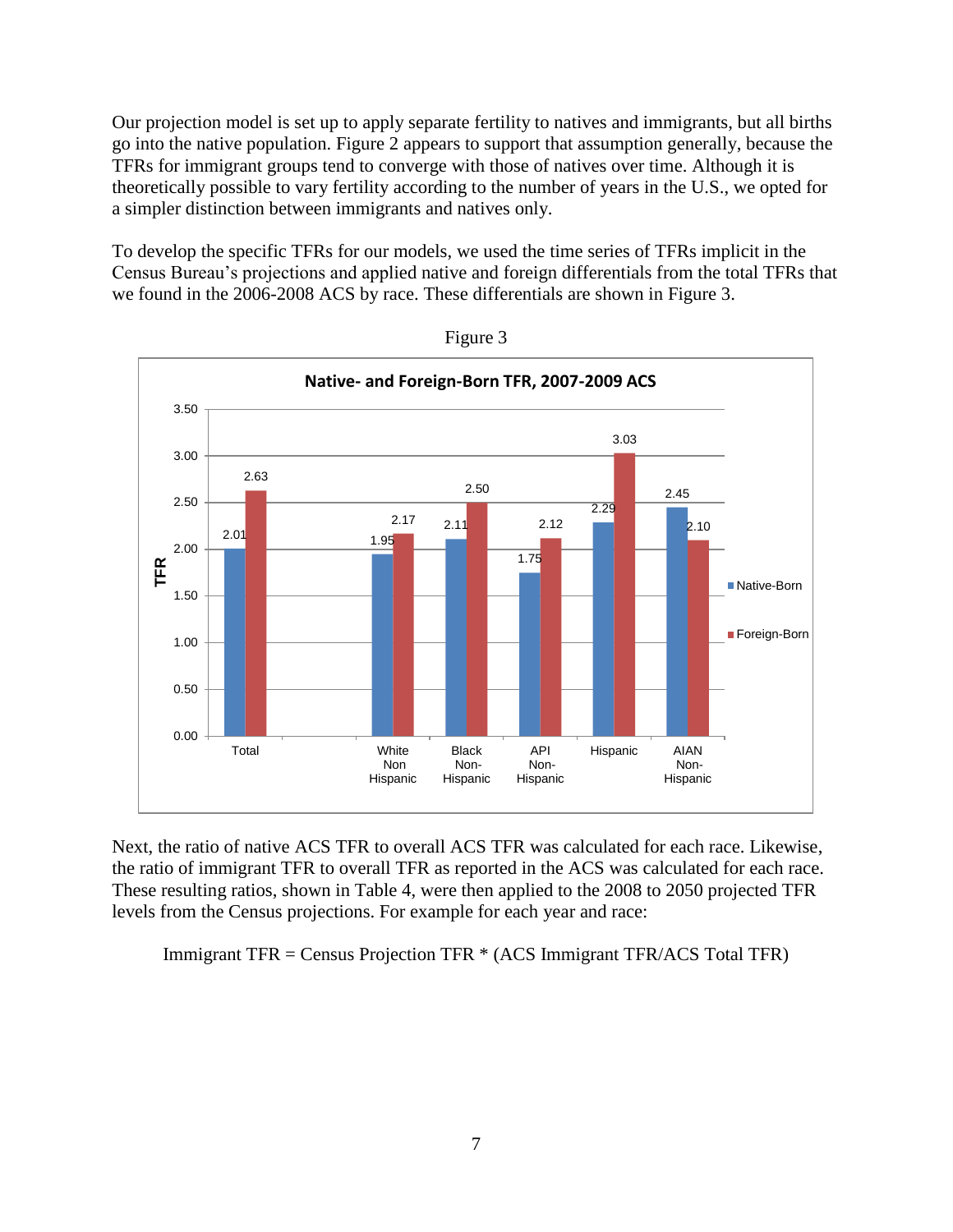Our projection model is set up to apply separate fertility to natives and immigrants, but all births go into the native population. Figure 2 appears to support that assumption generally, because the TFRs for immigrant groups tend to converge with those of natives over time. Although it is theoretically possible to vary fertility according to the number of years in the U.S., we opted for a simpler distinction between immigrants and natives only.

To develop the specific TFRs for our models, we used the time series of TFRs implicit in the Census Bureau's projections and applied native and foreign differentials from the total TFRs that we found in the 2006-2008 ACS by race. These differentials are shown in Figure 3.

Figure 3

**Native- and Foreign-Born TFR, 2007-2009 ACS**

| | Native-Born | Foreign-Born |
|---|---|---|
| Total | 2.01 | 2.63 |
| White Non Hispanic | 1.95 | 2.17 |
| Black Non-Hispanic | 2.11 | 2.50 |
| API Non-Hispanic | 1.75 | 2.12 |
| Hispanic | 2.29 | 3.03 |
| AIAN Non-Hispanic | 2.45 | 2.10 |

Next, the ratio of native ACS TFR to overall ACS TFR was calculated for each race. Likewise, the ratio of immigrant TFR to overall TFR as reported in the ACS was calculated for each race. These resulting ratios, shown in Table 4, were then applied to the 2008 to 2050 projected TFR levels from the Census projections. For example for each year and race:

$$\text{Immigrant TFR} = \text{Census Projection TFR} * (\text{ACS Immigrant TFR}/\text{ACS Total TFR})$$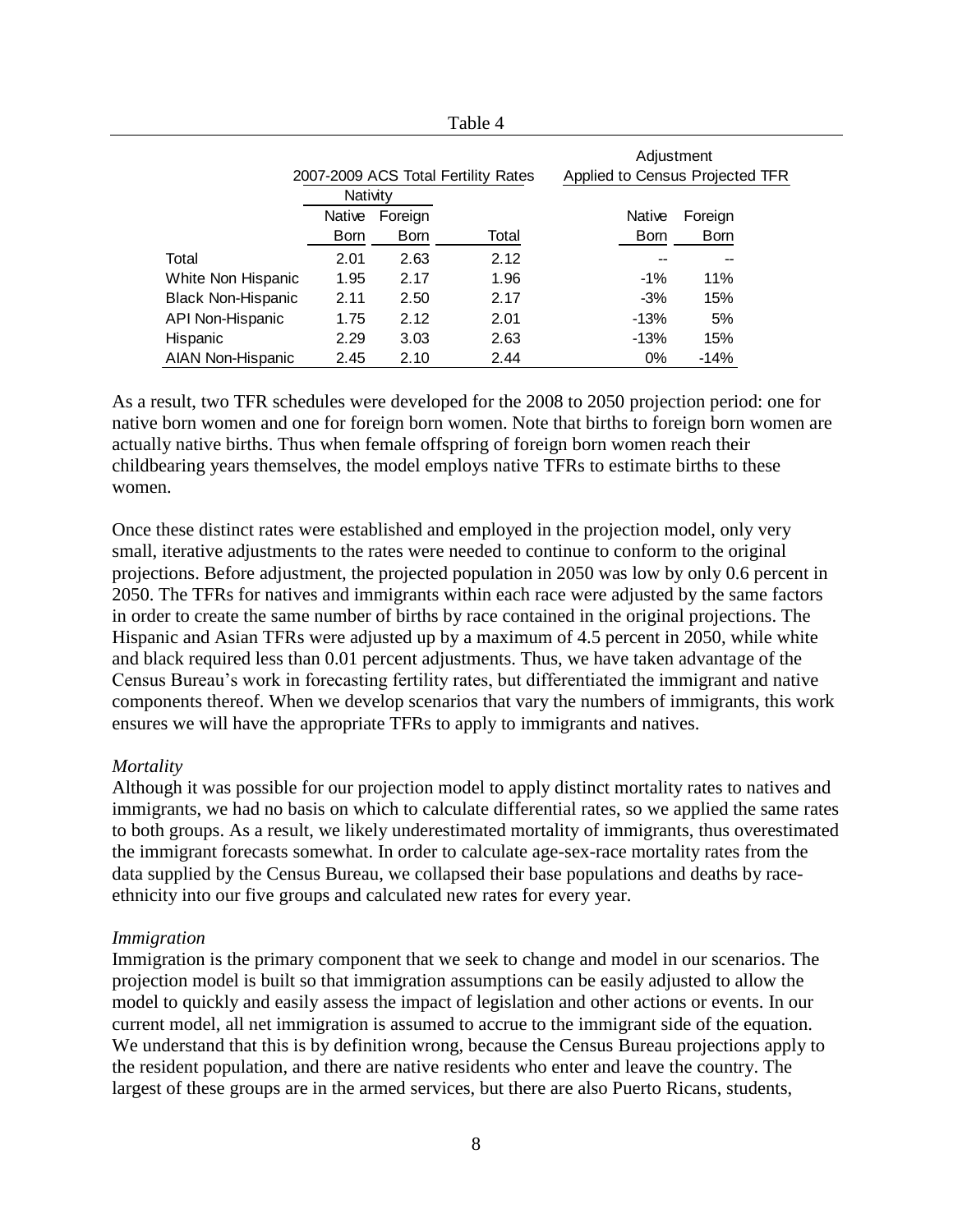Table 4

| | 2007-2009 ACS Total Fertility Rates | | | Adjustment Applied to Census Projected TFR | |
|---|---|---|---|---|---|
| | Nativity | | | | |
| | Native Born | Foreign Born | Total | Native Born | Foreign Born |
| Total | 2.01 | 2.63 | 2.12 | -- | -- |
| White Non Hispanic | 1.95 | 2.17 | 1.96 | -1% | 11% |
| Black Non-Hispanic | 2.11 | 2.50 | 2.17 | -3% | 15% |
| API Non-Hispanic | 1.75 | 2.12 | 2.01 | -13% | 5% |
| Hispanic | 2.29 | 3.03 | 2.63 | -13% | 15% |
| AIAN Non-Hispanic | 2.45 | 2.10 | 2.44 | 0% | -14% |

As a result, two TFR schedules were developed for the 2008 to 2050 projection period: one for native born women and one for foreign born women. Note that births to foreign born women are actually native births. Thus when female offspring of foreign born women reach their childbearing years themselves, the model employs native TFRs to estimate births to these women.

Once these distinct rates were established and employed in the projection model, only very small, iterative adjustments to the rates were needed to continue to conform to the original projections. Before adjustment, the projected population in 2050 was low by only 0.6 percent in 2050. The TFRs for natives and immigrants within each race were adjusted by the same factors in order to create the same number of births by race contained in the original projections. The Hispanic and Asian TFRs were adjusted up by a maximum of 4.5 percent in 2050, while white and black required less than 0.01 percent adjustments. Thus, we have taken advantage of the Census Bureau's work in forecasting fertility rates, but differentiated the immigrant and native components thereof. When we develop scenarios that vary the numbers of immigrants, this work ensures we will have the appropriate TFRs to apply to immigrants and natives.

*Mortality*

Although it was possible for our projection model to apply distinct mortality rates to natives and immigrants, we had no basis on which to calculate differential rates, so we applied the same rates to both groups. As a result, we likely underestimated mortality of immigrants, thus overestimated the immigrant forecasts somewhat. In order to calculate age-sex-race mortality rates from the data supplied by the Census Bureau, we collapsed their base populations and deaths by race-ethnicity into our five groups and calculated new rates for every year.

*Immigration*

Immigration is the primary component that we seek to change and model in our scenarios. The projection model is built so that immigration assumptions can be easily adjusted to allow the model to quickly and easily assess the impact of legislation and other actions or events. In our current model, all net immigration is assumed to accrue to the immigrant side of the equation. We understand that this is by definition wrong, because the Census Bureau projections apply to the resident population, and there are native residents who enter and leave the country. The largest of these groups are in the armed services, but there are also Puerto Ricans, students,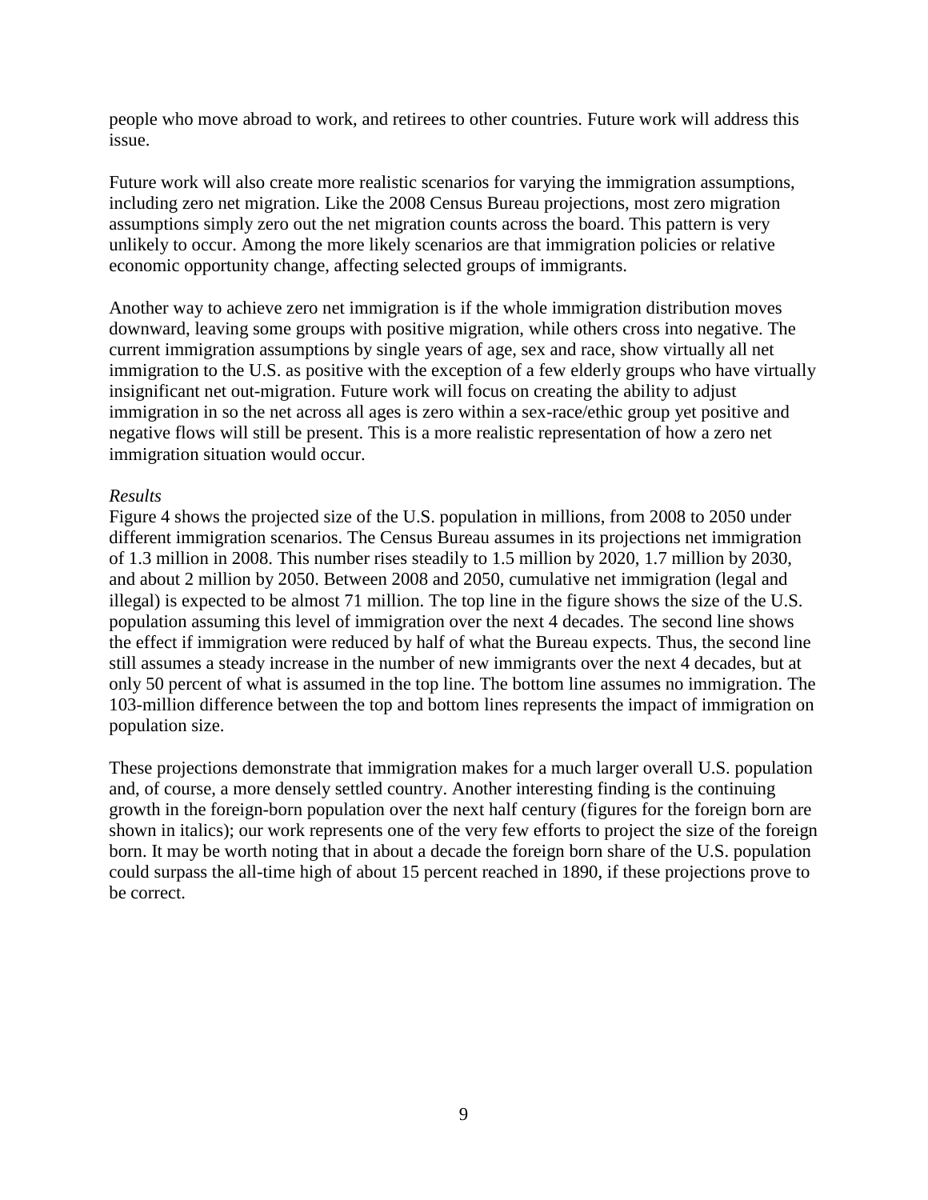people who move abroad to work, and retirees to other countries. Future work will address this issue.

Future work will also create more realistic scenarios for varying the immigration assumptions, including zero net migration. Like the 2008 Census Bureau projections, most zero migration assumptions simply zero out the net migration counts across the board. This pattern is very unlikely to occur. Among the more likely scenarios are that immigration policies or relative economic opportunity change, affecting selected groups of immigrants.

Another way to achieve zero net immigration is if the whole immigration distribution moves downward, leaving some groups with positive migration, while others cross into negative. The current immigration assumptions by single years of age, sex and race, show virtually all net immigration to the U.S. as positive with the exception of a few elderly groups who have virtually insignificant net out-migration. Future work will focus on creating the ability to adjust immigration in so the net across all ages is zero within a sex-race/ethic group yet positive and negative flows will still be present. This is a more realistic representation of how a zero net immigration situation would occur.

*Results*

Figure 4 shows the projected size of the U.S. population in millions, from 2008 to 2050 under different immigration scenarios. The Census Bureau assumes in its projections net immigration of 1.3 million in 2008. This number rises steadily to 1.5 million by 2020, 1.7 million by 2030, and about 2 million by 2050. Between 2008 and 2050, cumulative net immigration (legal and illegal) is expected to be almost 71 million. The top line in the figure shows the size of the U.S. population assuming this level of immigration over the next 4 decades. The second line shows the effect if immigration were reduced by half of what the Bureau expects. Thus, the second line still assumes a steady increase in the number of new immigrants over the next 4 decades, but at only 50 percent of what is assumed in the top line. The bottom line assumes no immigration. The 103-million difference between the top and bottom lines represents the impact of immigration on population size.

These projections demonstrate that immigration makes for a much larger overall U.S. population and, of course, a more densely settled country. Another interesting finding is the continuing growth in the foreign-born population over the next half century (figures for the foreign born are shown in italics); our work represents one of the very few efforts to project the size of the foreign born. It may be worth noting that in about a decade the foreign born share of the U.S. population could surpass the all-time high of about 15 percent reached in 1890, if these projections prove to be correct.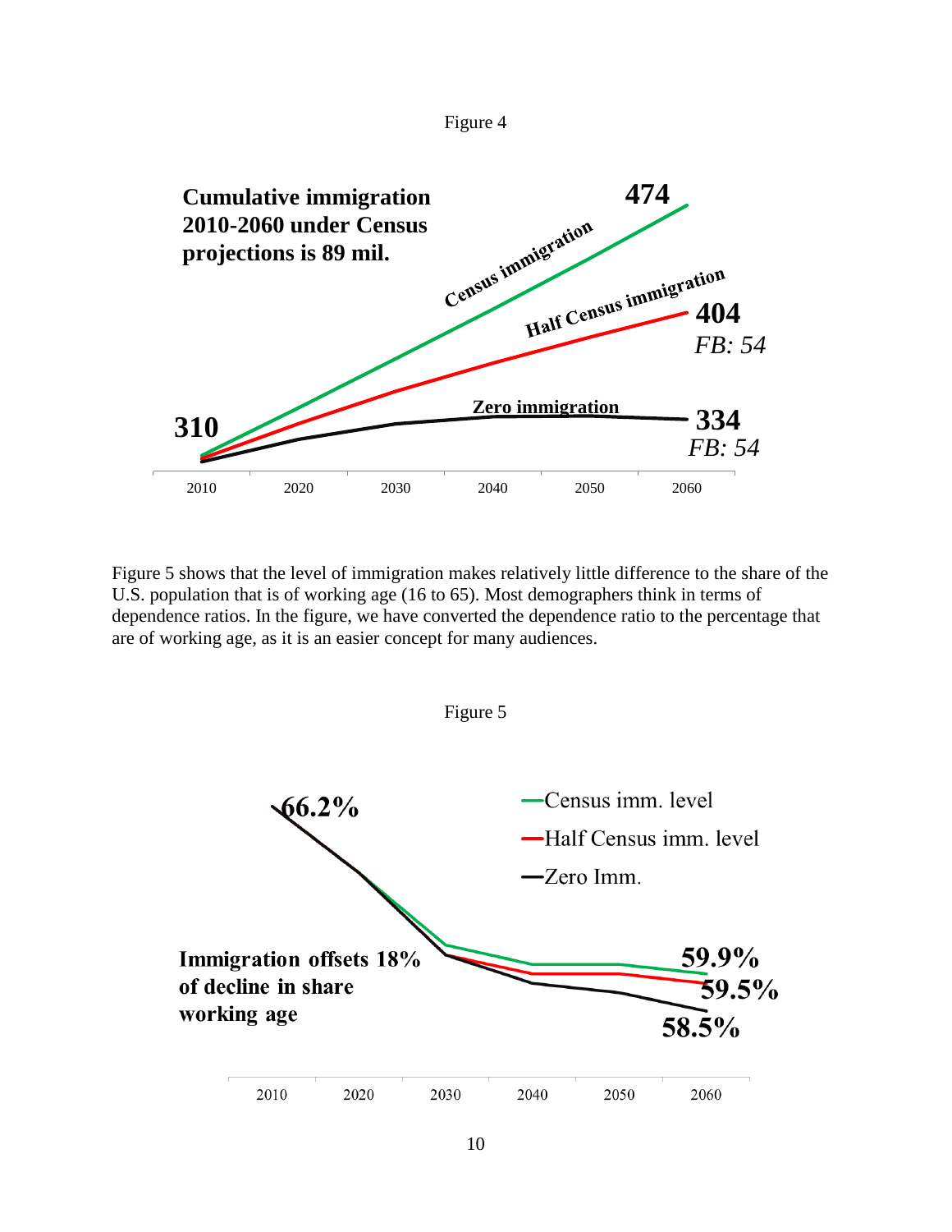Figure 4

**Cumulative immigration 2010-2060 under Census projections is 89 mil.**

**474**

**Census immigration**

**Half Census immigration**

**404**

*FB: 54*

**310**

**Zero immigration**

**334**

*FB: 54*

2010 2020 2030 2040 2050 2060

Figure 5 shows that the level of immigration makes relatively little difference to the share of the U.S. population that is of working age (16 to 65). Most demographers think in terms of dependence ratios. In the figure, we have converted the dependence ratio to the percentage that are of working age, as it is an easier concept for many audiences.

Figure 5

**66.2%**

—Census imm. level

—Half Census imm. level

—Zero Imm.

**Immigration offsets 18% of decline in share working age**

**59.9%**

**59.5%**

**58.5%**

2010 2020 2030 2040 2050 2060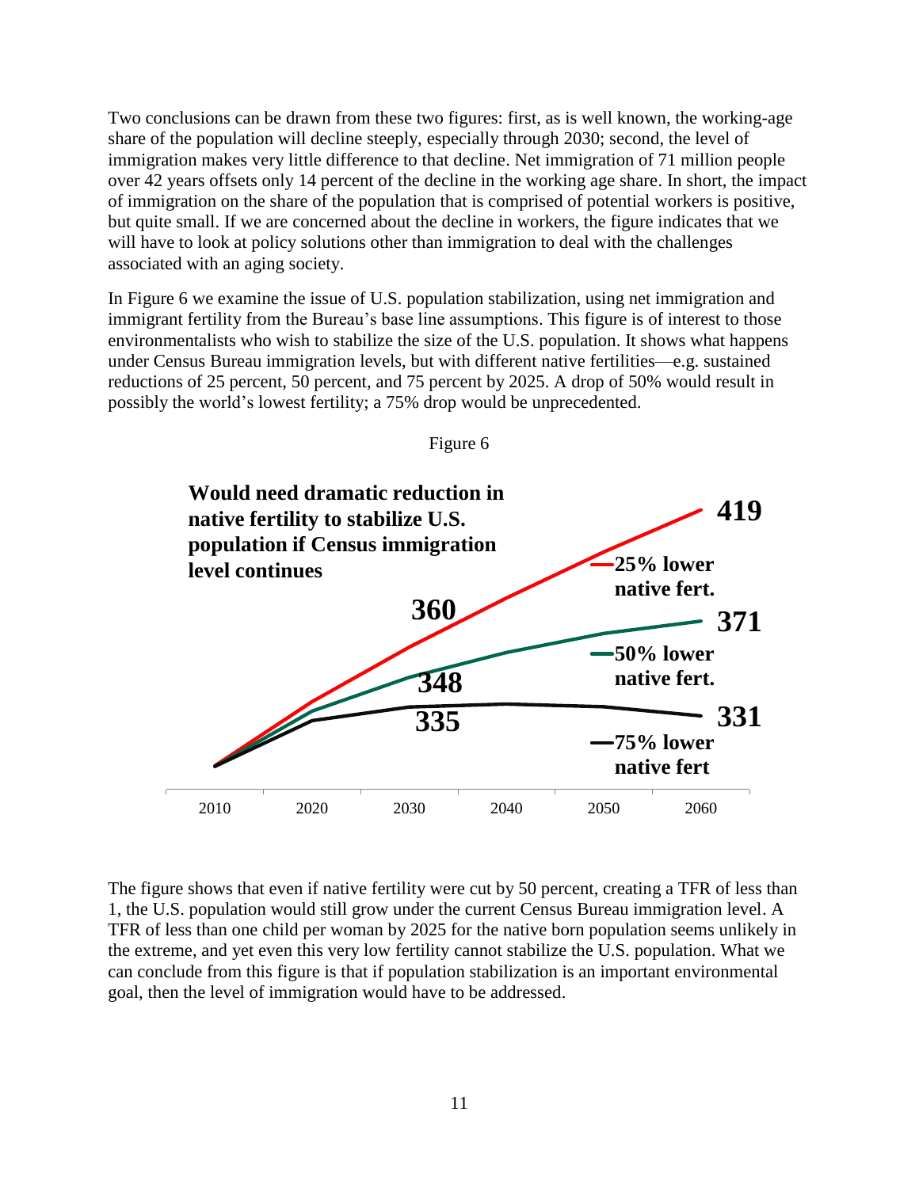Two conclusions can be drawn from these two figures: first, as is well known, the working-age share of the population will decline steeply, especially through 2030; second, the level of immigration makes very little difference to that decline. Net immigration of 71 million people over 42 years offsets only 14 percent of the decline in the working age share. In short, the impact of immigration on the share of the population that is comprised of potential workers is positive, but quite small. If we are concerned about the decline in workers, the figure indicates that we will have to look at policy solutions other than immigration to deal with the challenges associated with an aging society.

In Figure 6 we examine the issue of U.S. population stabilization, using net immigration and immigrant fertility from the Bureau's base line assumptions. This figure is of interest to those environmentalists who wish to stabilize the size of the U.S. population. It shows what happens under Census Bureau immigration levels, but with different native fertilities—e.g. sustained reductions of 25 percent, 50 percent, and 75 percent by 2025. A drop of 50% would result in possibly the world's lowest fertility; a 75% drop would be unprecedented.

Figure 6

**Would need dramatic reduction in native fertility to stabilize U.S. population if Census immigration level continues**

| Scenario | 2030 | 2060 |
|---|---|---|
| 25% lower native fert. | 360 | 419 |
| 50% lower native fert. | 348 | 371 |
| 75% lower native fert | 335 | 331 |

The figure shows that even if native fertility were cut by 50 percent, creating a TFR of less than 1, the U.S. population would still grow under the current Census Bureau immigration level. A TFR of less than one child per woman by 2025 for the native born population seems unlikely in the extreme, and yet even this very low fertility cannot stabilize the U.S. population. What we can conclude from this figure is that if population stabilization is an important environmental goal, then the level of immigration would have to be addressed.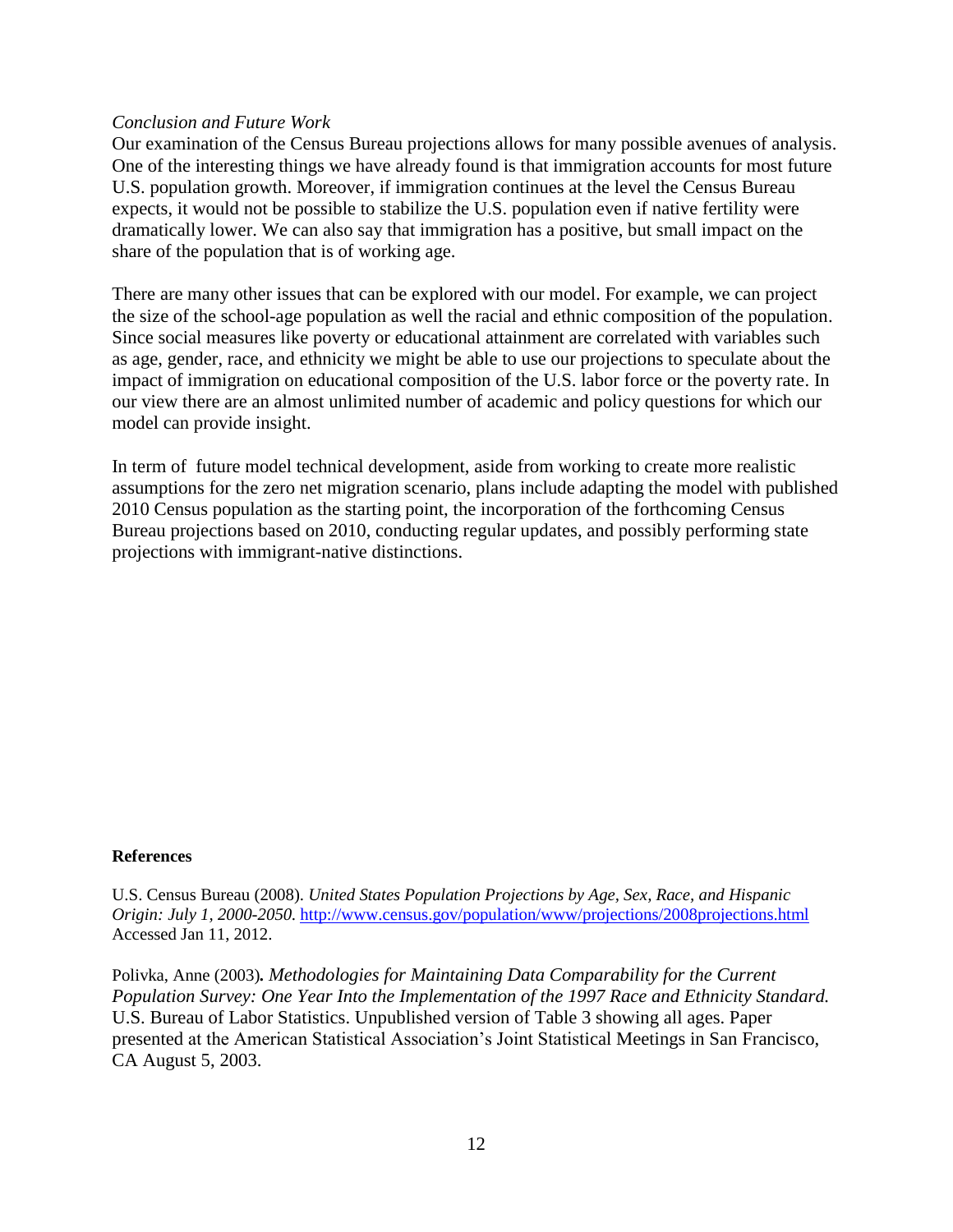*Conclusion and Future Work*

Our examination of the Census Bureau projections allows for many possible avenues of analysis. One of the interesting things we have already found is that immigration accounts for most future U.S. population growth. Moreover, if immigration continues at the level the Census Bureau expects, it would not be possible to stabilize the U.S. population even if native fertility were dramatically lower. We can also say that immigration has a positive, but small impact on the share of the population that is of working age.

There are many other issues that can be explored with our model. For example, we can project the size of the school-age population as well the racial and ethnic composition of the population. Since social measures like poverty or educational attainment are correlated with variables such as age, gender, race, and ethnicity we might be able to use our projections to speculate about the impact of immigration on educational composition of the U.S. labor force or the poverty rate. In our view there are an almost unlimited number of academic and policy questions for which our model can provide insight.

In term of future model technical development, aside from working to create more realistic assumptions for the zero net migration scenario, plans include adapting the model with published 2010 Census population as the starting point, the incorporation of the forthcoming Census Bureau projections based on 2010, conducting regular updates, and possibly performing state projections with immigrant-native distinctions.

**References**

U.S. Census Bureau (2008). *United States Population Projections by Age, Sex, Race, and Hispanic Origin: July 1, 2000-2050.* http://www.census.gov/population/www/projections/2008projections.html Accessed Jan 11, 2012.

Polivka, Anne (2003)**.** *Methodologies for Maintaining Data Comparability for the Current Population Survey: One Year Into the Implementation of the 1997 Race and Ethnicity Standard.* U.S. Bureau of Labor Statistics. Unpublished version of Table 3 showing all ages. Paper presented at the American Statistical Association's Joint Statistical Meetings in San Francisco, CA August 5, 2003.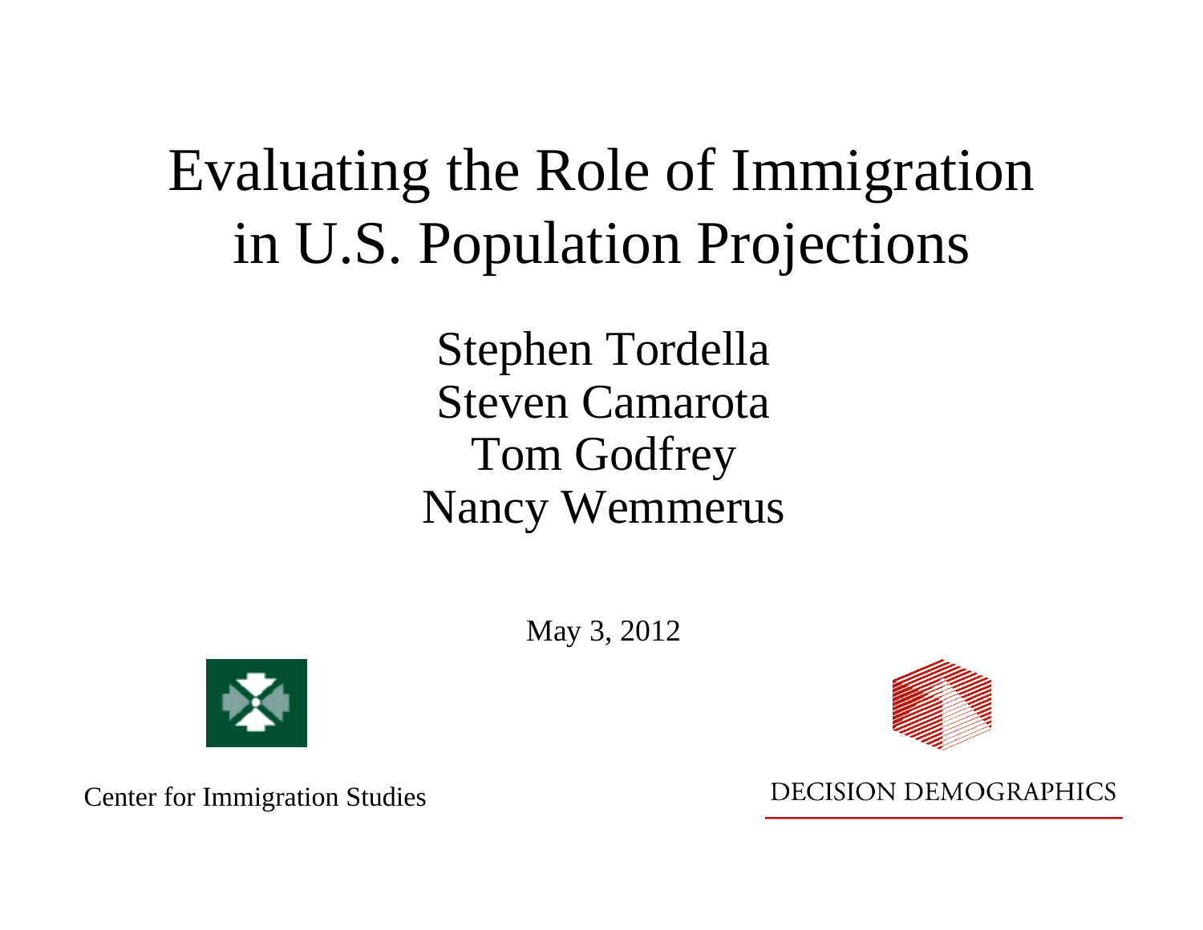# Evaluating the Role of Immigration in U.S. Population Projections

Stephen Tordella
Steven Camarota
Tom Godfrey
Nancy Wemmerus

May 3, 2012

Center for Immigration Studies

DECISION DEMOGRAPHICS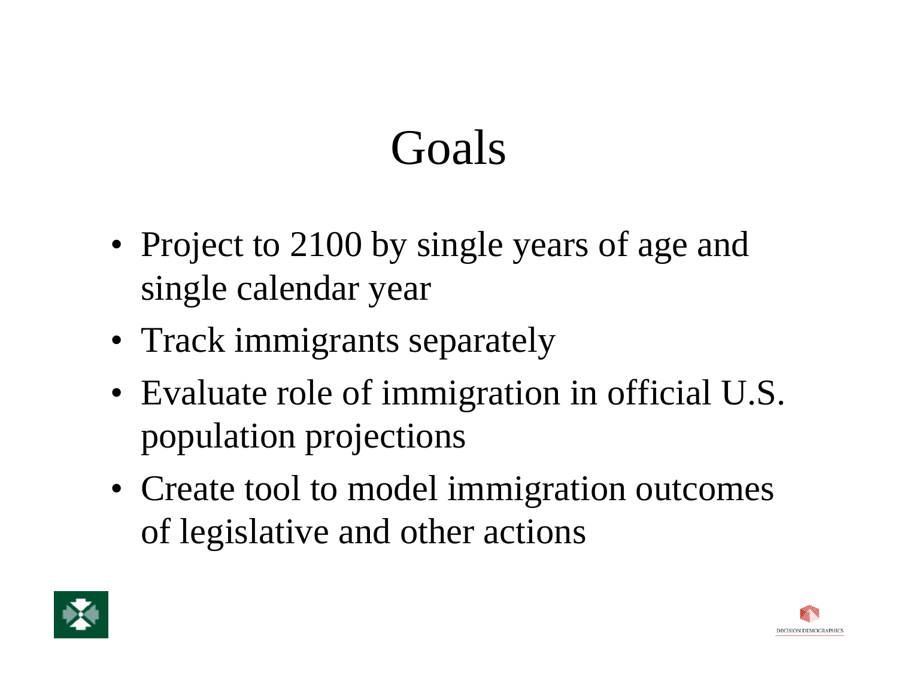# Goals

- Project to 2100 by single years of age and single calendar year
- Track immigrants separately
- Evaluate role of immigration in official U.S. population projections
- Create tool to model immigration outcomes of legislative and other actions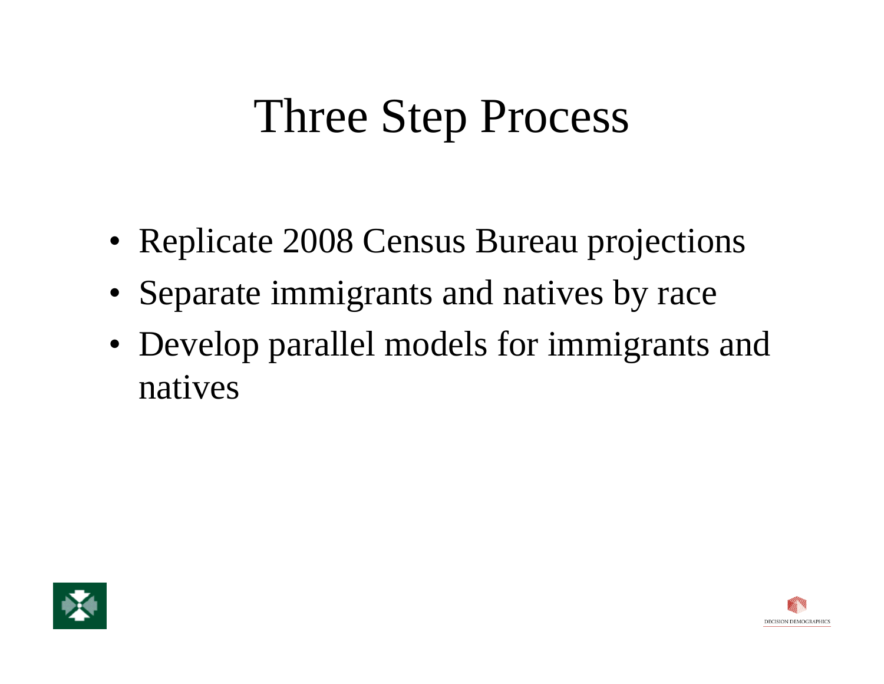# Three Step Process

- Replicate 2008 Census Bureau projections
- Separate immigrants and natives by race
- Develop parallel models for immigrants and natives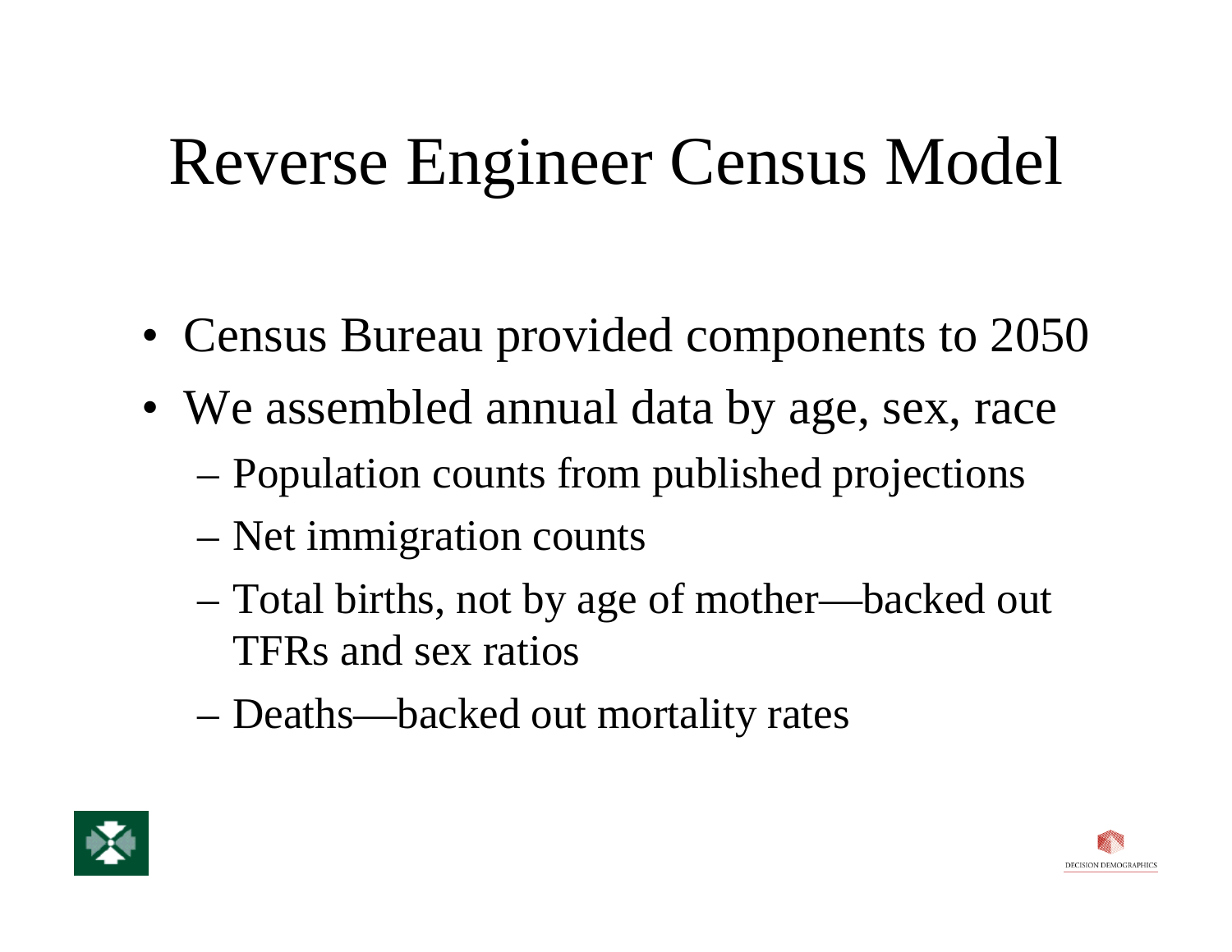# Reverse Engineer Census Model

- Census Bureau provided components to 2050
- We assembled annual data by age, sex, race
  - Population counts from published projections
  - Net immigration counts
  - Total births, not by age of mother—backed out TFRs and sex ratios
  - Deaths—backed out mortality rates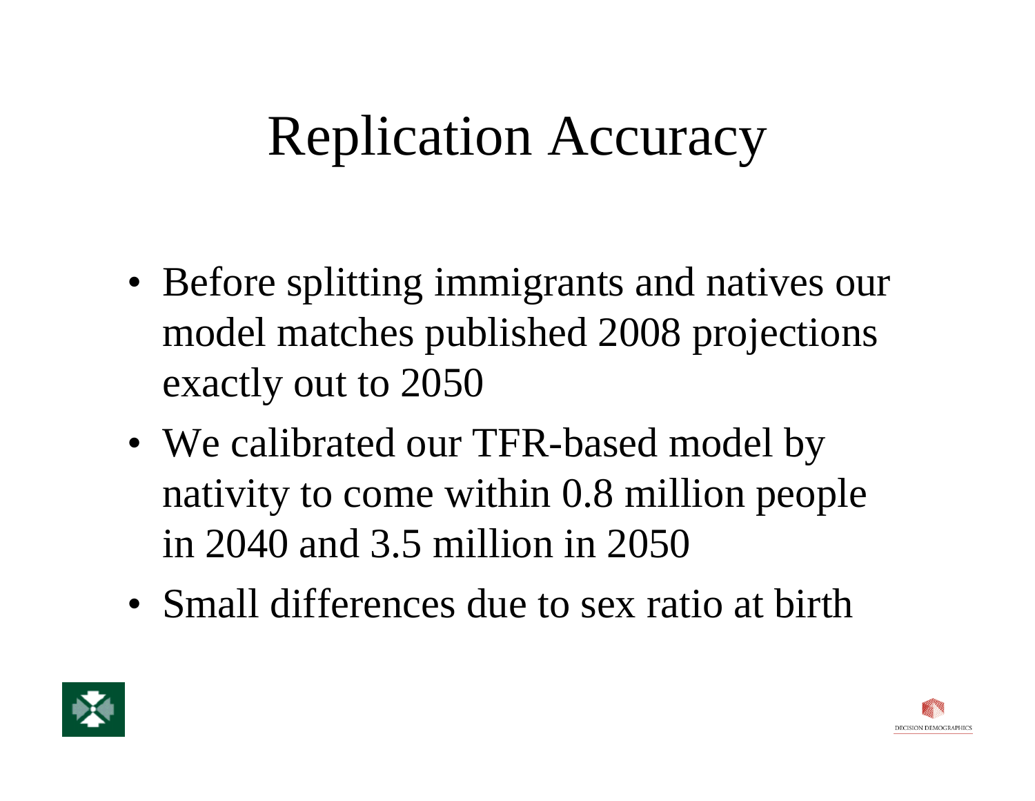# Replication Accuracy

- Before splitting immigrants and natives our model matches published 2008 projections exactly out to 2050
- We calibrated our TFR-based model by nativity to come within 0.8 million people in 2040 and 3.5 million in 2050
- Small differences due to sex ratio at birth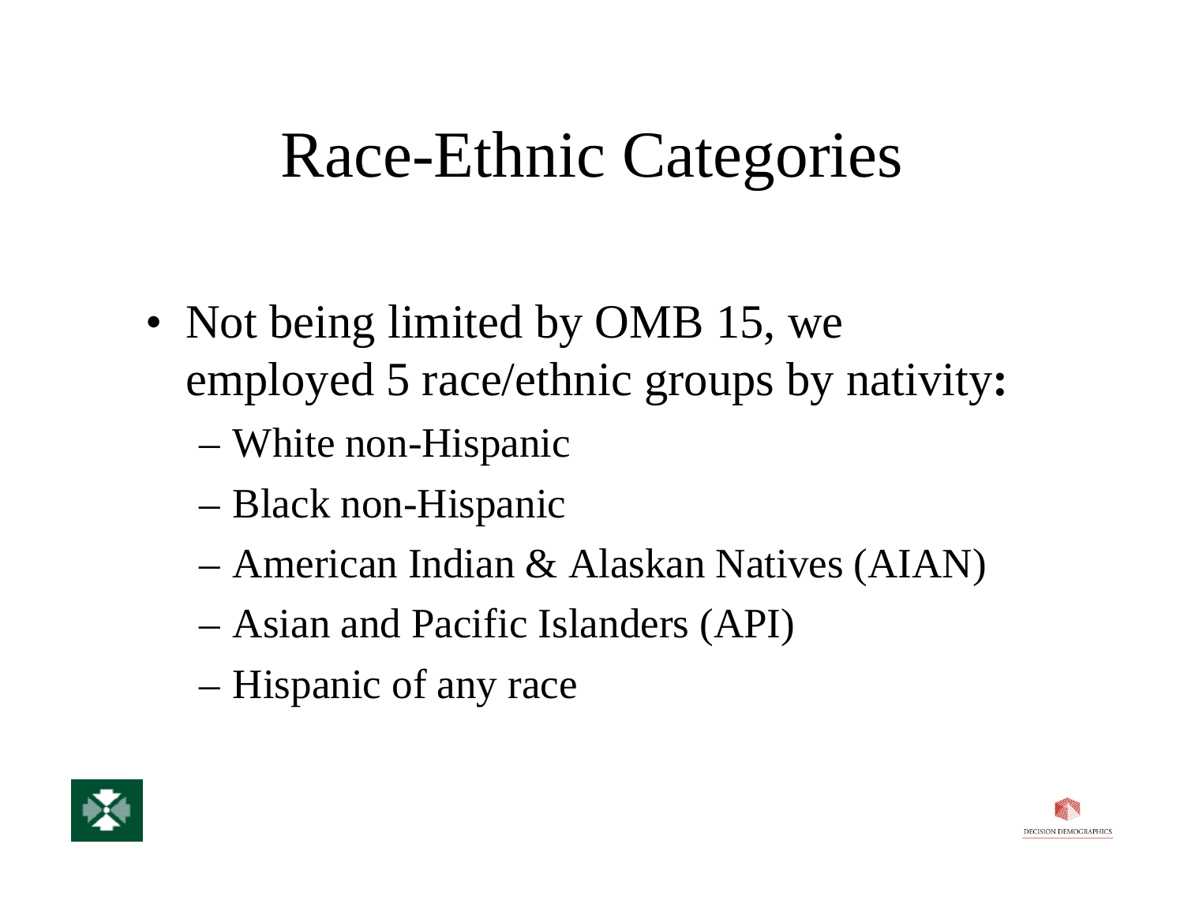# Race-Ethnic Categories

- Not being limited by OMB 15, we employed 5 race/ethnic groups by nativity:
  - White non-Hispanic
  - Black non-Hispanic
  - American Indian & Alaskan Natives (AIAN)
  - Asian and Pacific Islanders (API)
  - Hispanic of any race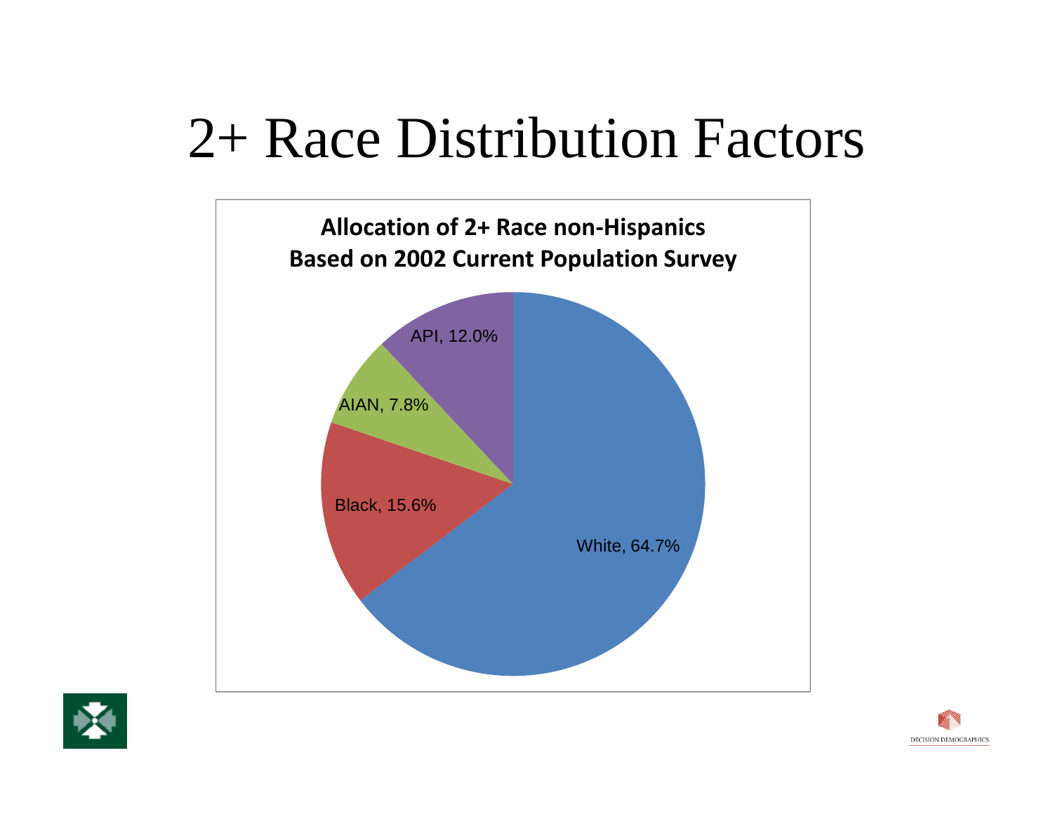# 2+ Race Distribution Factors

**Allocation of 2+ Race non-Hispanics Based on 2002 Current Population Survey**

| Race | Percent |
| --- | --- |
| White | 64.7% |
| Black | 15.6% |
| AIAN | 7.8% |
| API | 12.0% |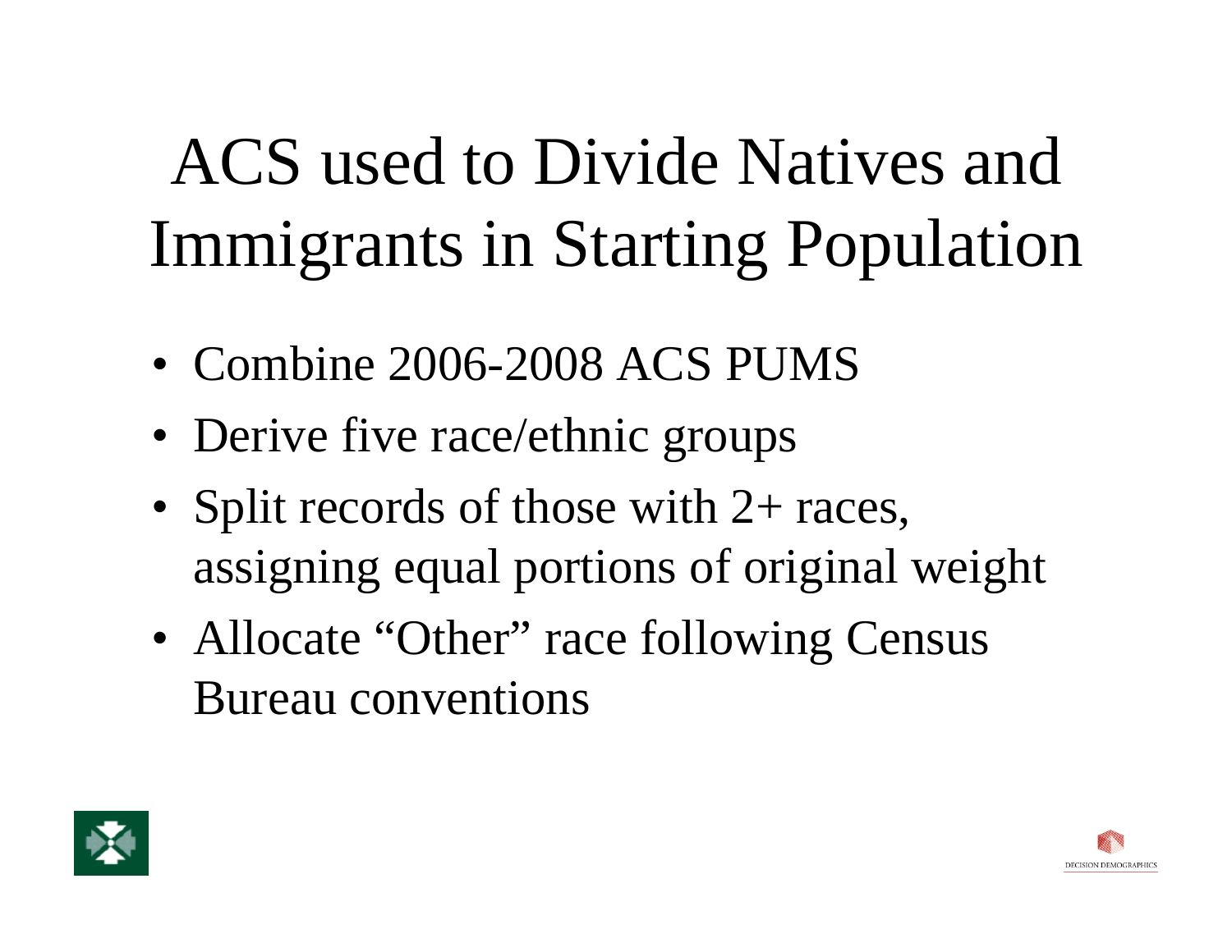# ACS used to Divide Natives and Immigrants in Starting Population

- Combine 2006-2008 ACS PUMS
- Derive five race/ethnic groups
- Split records of those with 2+ races, assigning equal portions of original weight
- Allocate "Other" race following Census Bureau conventions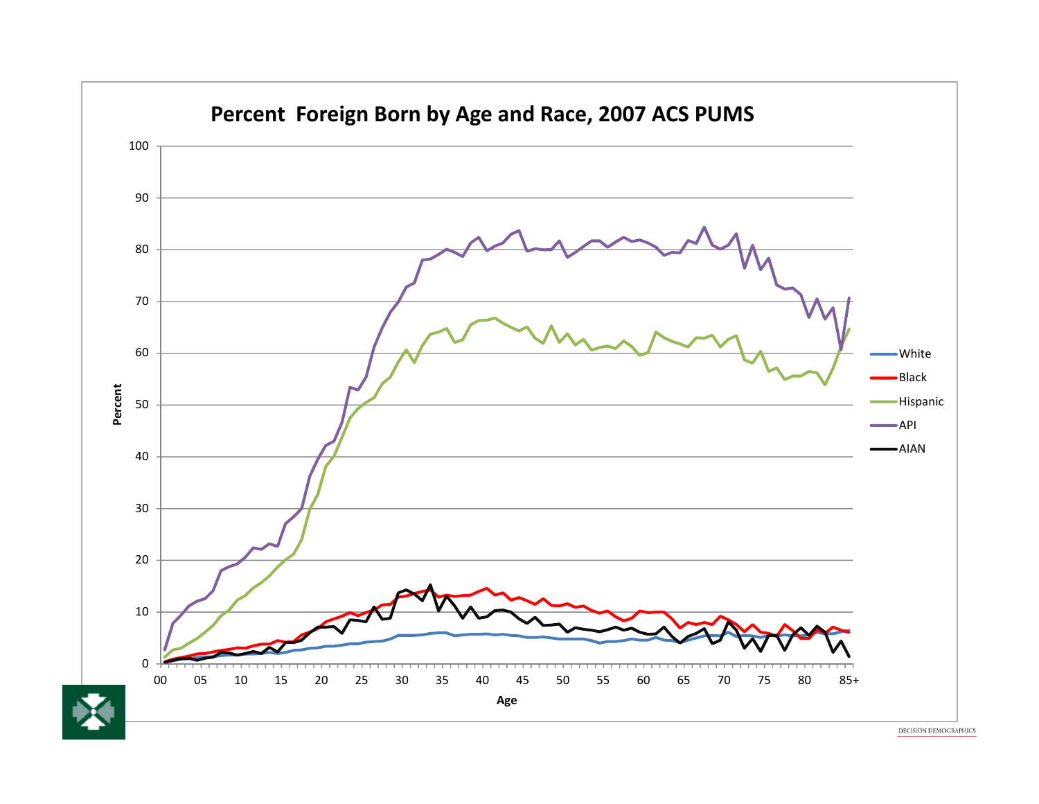# Percent Foreign Born by Age and Race, 2007 ACS PUMS

DECISION DEMOGRAPHICS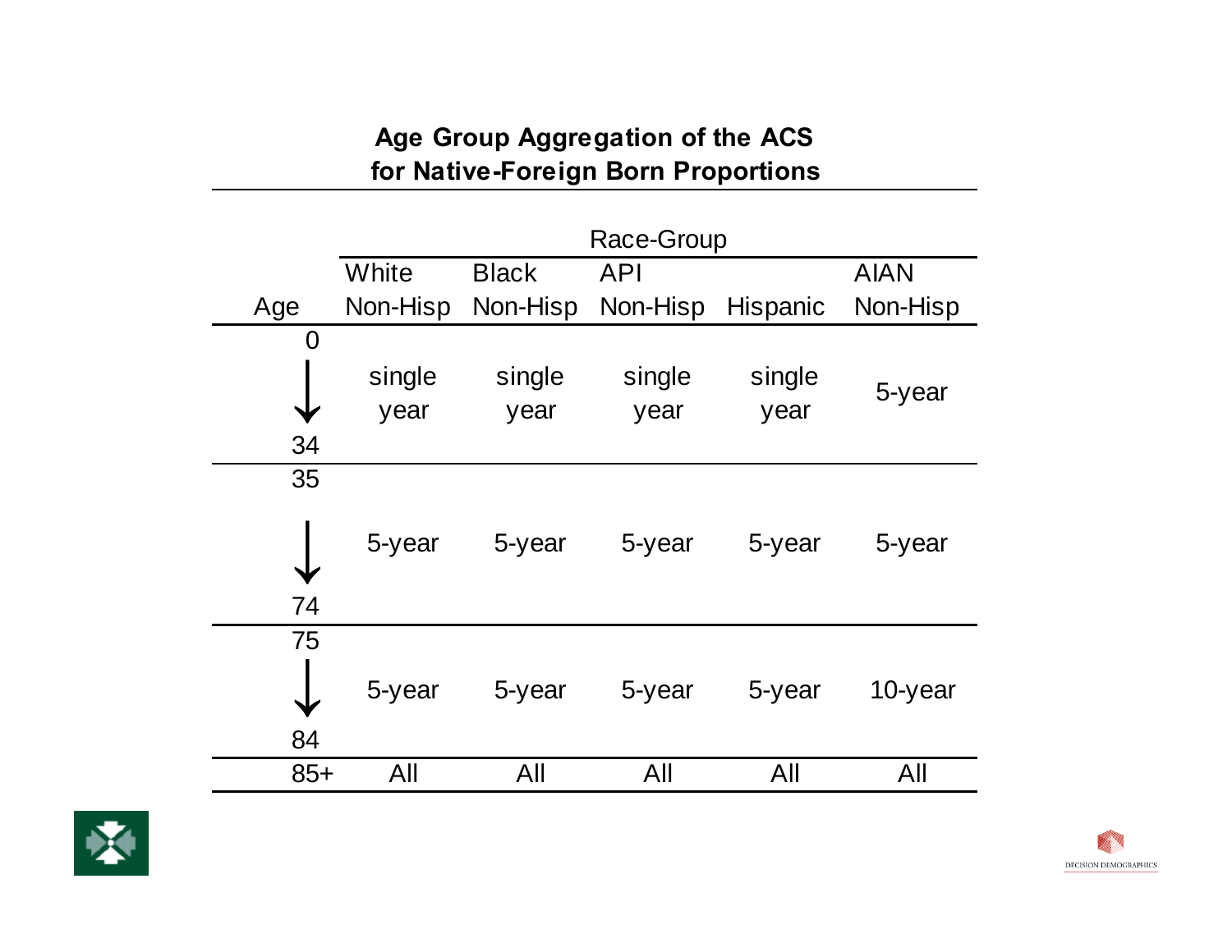## Age Group Aggregation of the ACS for Native-Foreign Born Proportions

| Age | Race-Group | | | | |
|---|---|---|---|---|---|
| | White Non-Hisp | Black Non-Hisp | API Non-Hisp | Hispanic | AIAN Non-Hisp |
| 0 → 34 | single year | single year | single year | single year | 5-year |
| 35 → 74 | 5-year | 5-year | 5-year | 5-year | 5-year |
| 75 → 84 | 5-year | 5-year | 5-year | 5-year | 10-year |
| 85+ | All | All | All | All | All |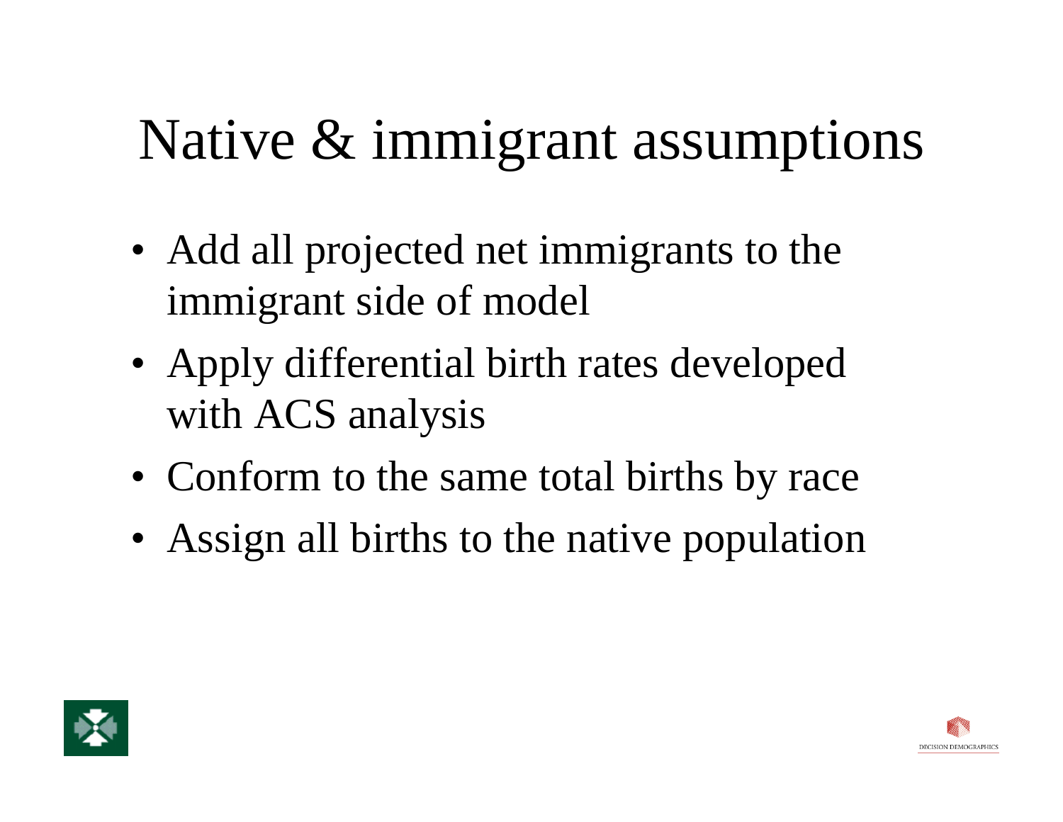# Native & immigrant assumptions

- Add all projected net immigrants to the immigrant side of model
- Apply differential birth rates developed with ACS analysis
- Conform to the same total births by race
- Assign all births to the native population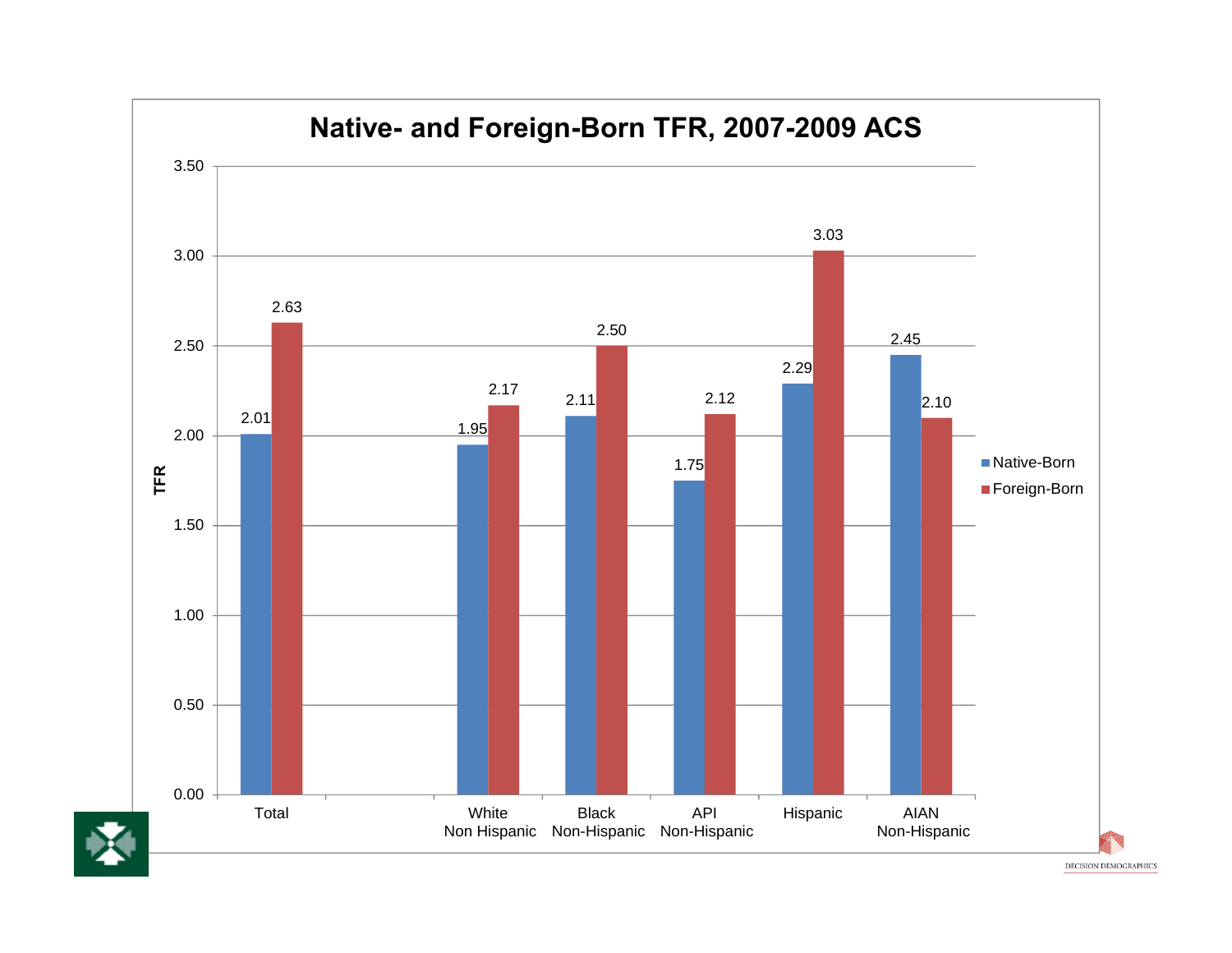# Native- and Foreign-Born TFR, 2007-2009 ACS

| | Native-Born | Foreign-Born |
|---|---|---|
| Total | 2.01 | 2.63 |
| White Non Hispanic | 1.95 | 2.17 |
| Black Non-Hispanic | 2.11 | 2.50 |
| API Non-Hispanic | 1.75 | 2.12 |
| Hispanic | 2.29 | 3.03 |
| AIAN Non-Hispanic | 2.45 | 2.10 |

DECISION DEMOGRAPHICS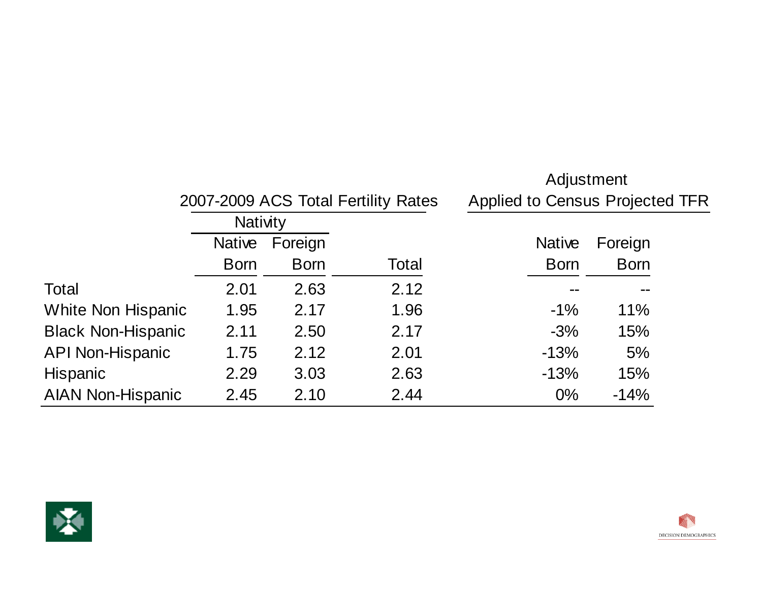| | 2007-2009 ACS Total Fertility Rates | | | Adjustment Applied to Census Projected TFR | |
|---|---|---|---|---|---|
| | Nativity | | | | |
| | Native Born | Foreign Born | Total | Native Born | Foreign Born |
| Total | 2.01 | 2.63 | 2.12 | -- | -- |
| White Non Hispanic | 1.95 | 2.17 | 1.96 | -1% | 11% |
| Black Non-Hispanic | 2.11 | 2.50 | 2.17 | -3% | 15% |
| API Non-Hispanic | 1.75 | 2.12 | 2.01 | -13% | 5% |
| Hispanic | 2.29 | 3.03 | 2.63 | -13% | 15% |
| AIAN Non-Hispanic | 2.45 | 2.10 | 2.44 | 0% | -14% |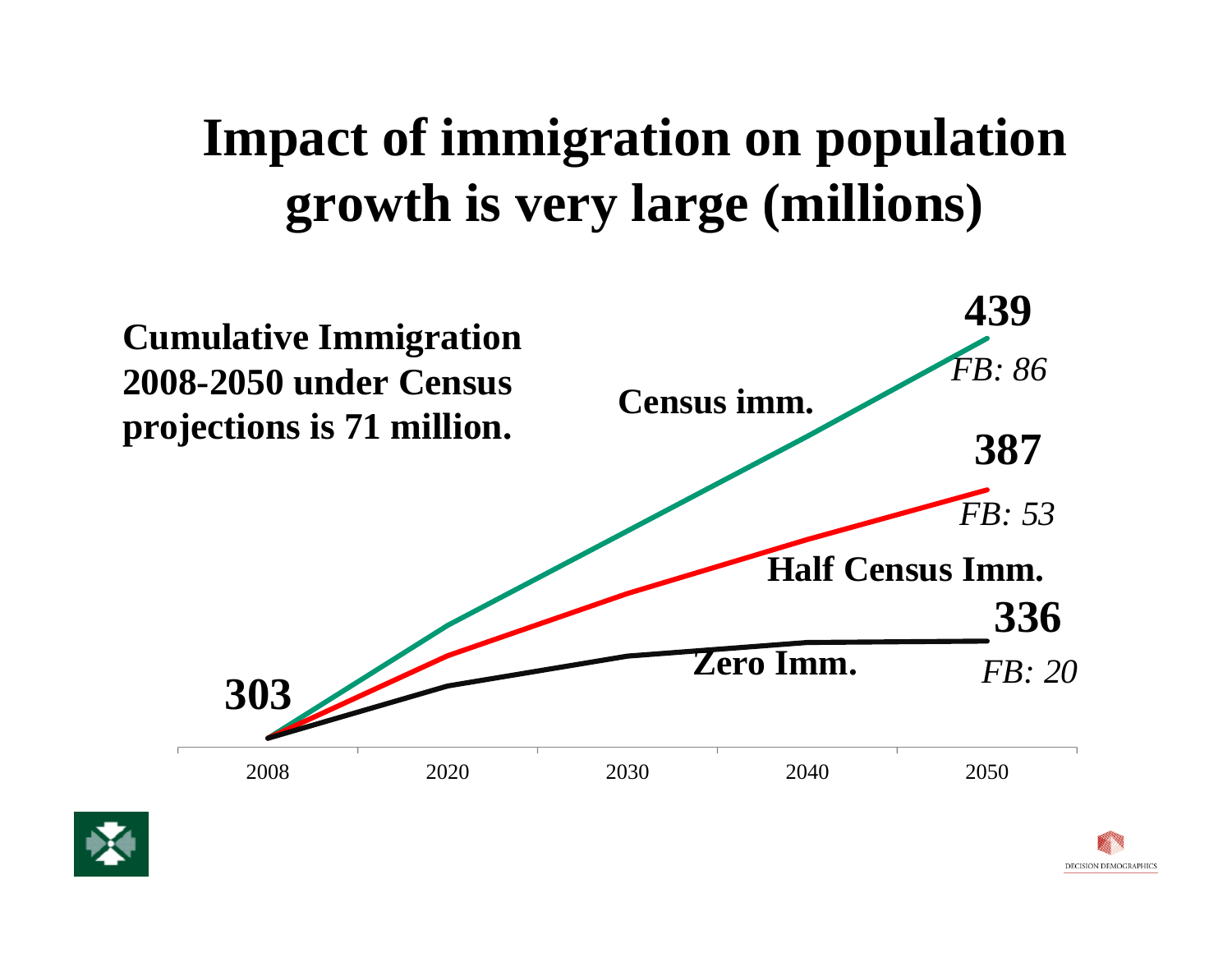# Impact of immigration on population growth is very large (millions)

**Cumulative Immigration 2008-2050 under Census projections is 71 million.**

**Census imm.** **439** *FB: 86*

**Half Census Imm.** **387** *FB: 53*

**Zero Imm.** **336** *FB: 20*

**303**

2008 2020 2030 2040 2050

DECISION DEMOGRAPHICS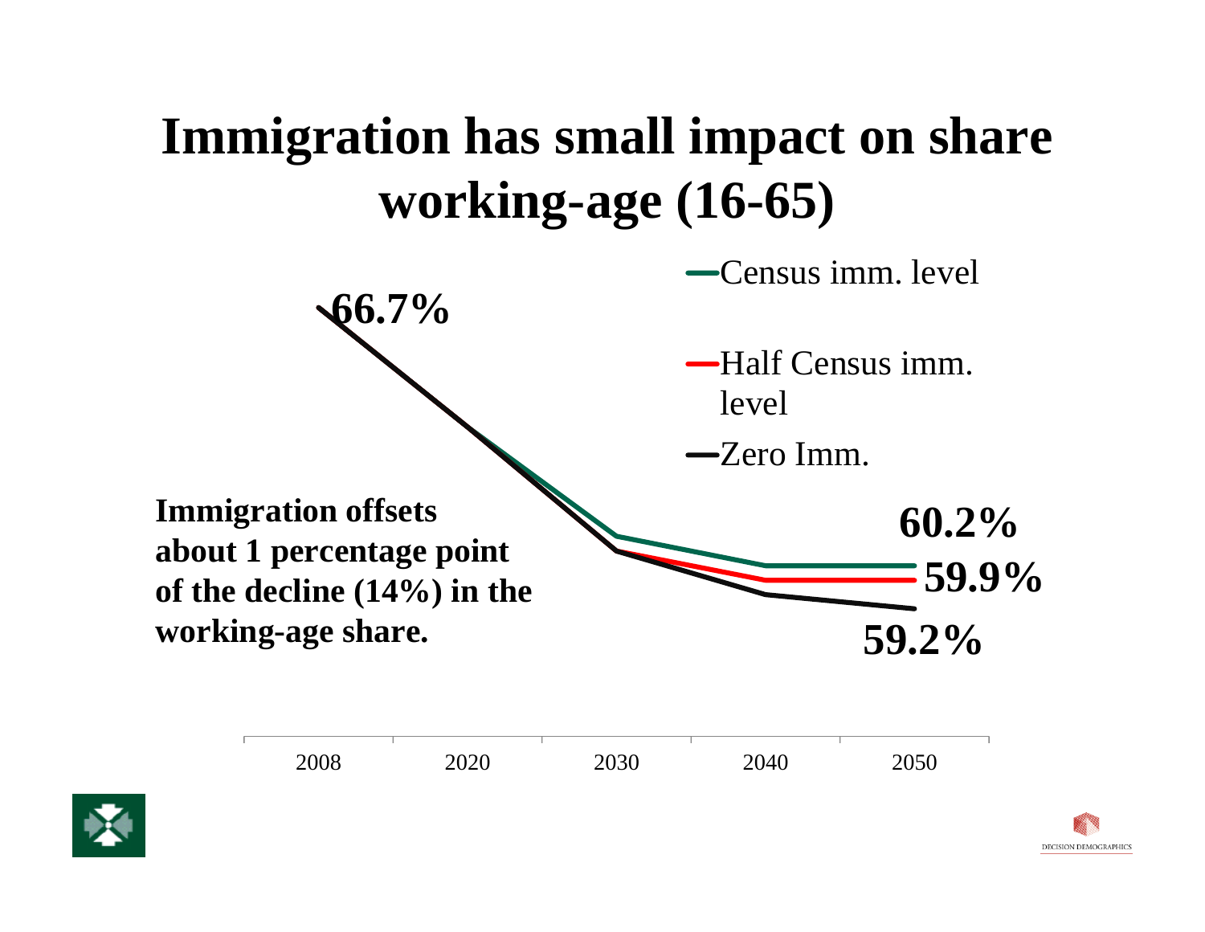# Immigration has small impact on share working-age (16-65)

- Census imm. level
- Half Census imm. level
- Zero Imm.

66.7%

60.2%

59.9%

59.2%

**Immigration offsets about 1 percentage point of the decline (14%) in the working-age share.**

2008 2020 2030 2040 2050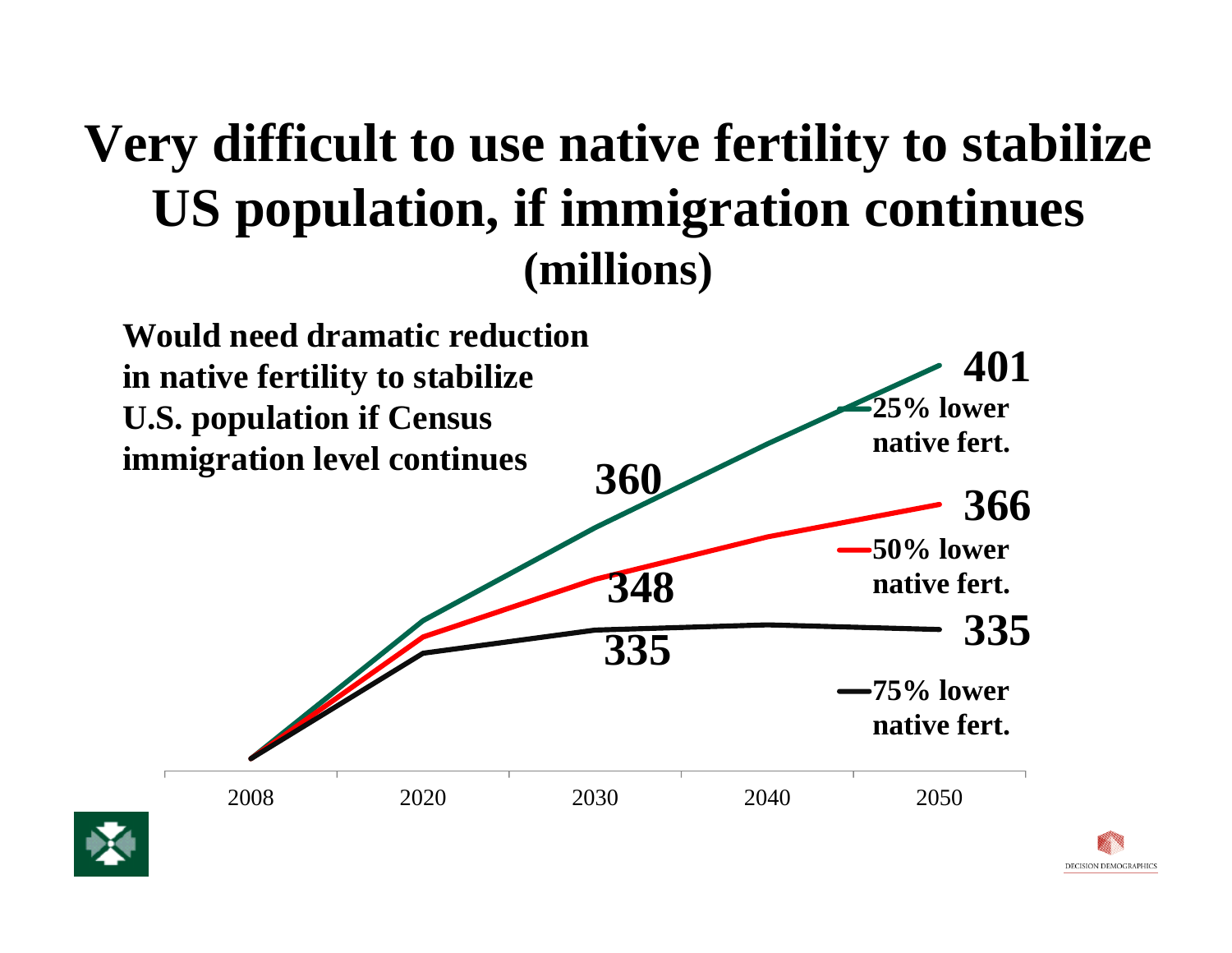# Very difficult to use native fertility to stabilize US population, if immigration continues

**(millions)**

**Would need dramatic reduction in native fertility to stabilize U.S. population if Census immigration level continues**

| Scenario | 2030 | 2050 |
|---|---|---|
| 25% lower native fert. | 360 | 401 |
| 50% lower native fert. | 348 | 366 |
| 75% lower native fert. | 335 | 335 |

Years shown: 2008, 2020, 2030, 2040, 2050

DECISION DEMOGRAPHICS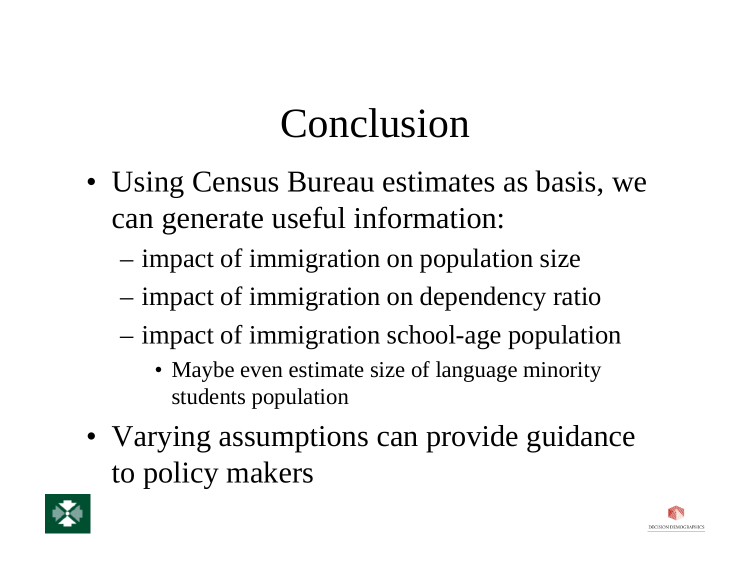# Conclusion

- Using Census Bureau estimates as basis, we can generate useful information:
  - impact of immigration on population size
  - impact of immigration on dependency ratio
  - impact of immigration school-age population
    - Maybe even estimate size of language minority students population
- Varying assumptions can provide guidance to policy makers